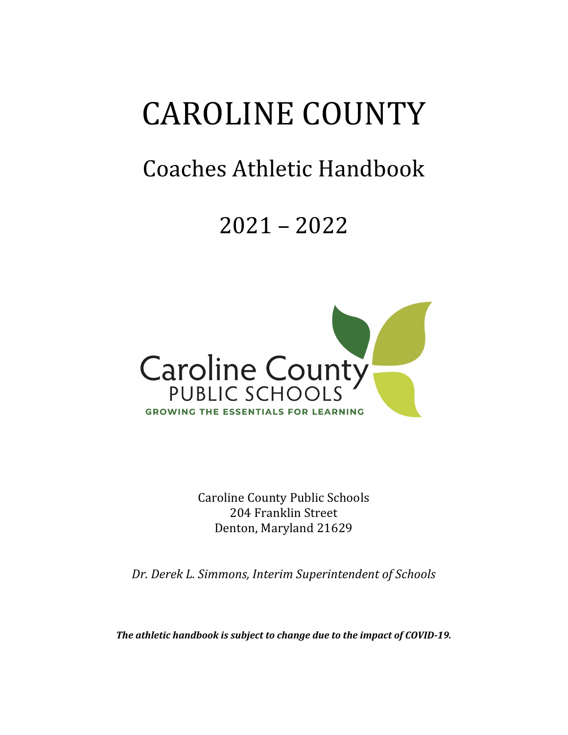# CAROLINE COUNTY

## Coaches Athletic Handbook

## 2021 – 2022

Caroline County Public Schools
204 Franklin Street
Denton, Maryland 21629

*Dr. Derek L. Simmons, Interim Superintendent of Schools*

***The athletic handbook is subject to change due to the impact of COVID-19.***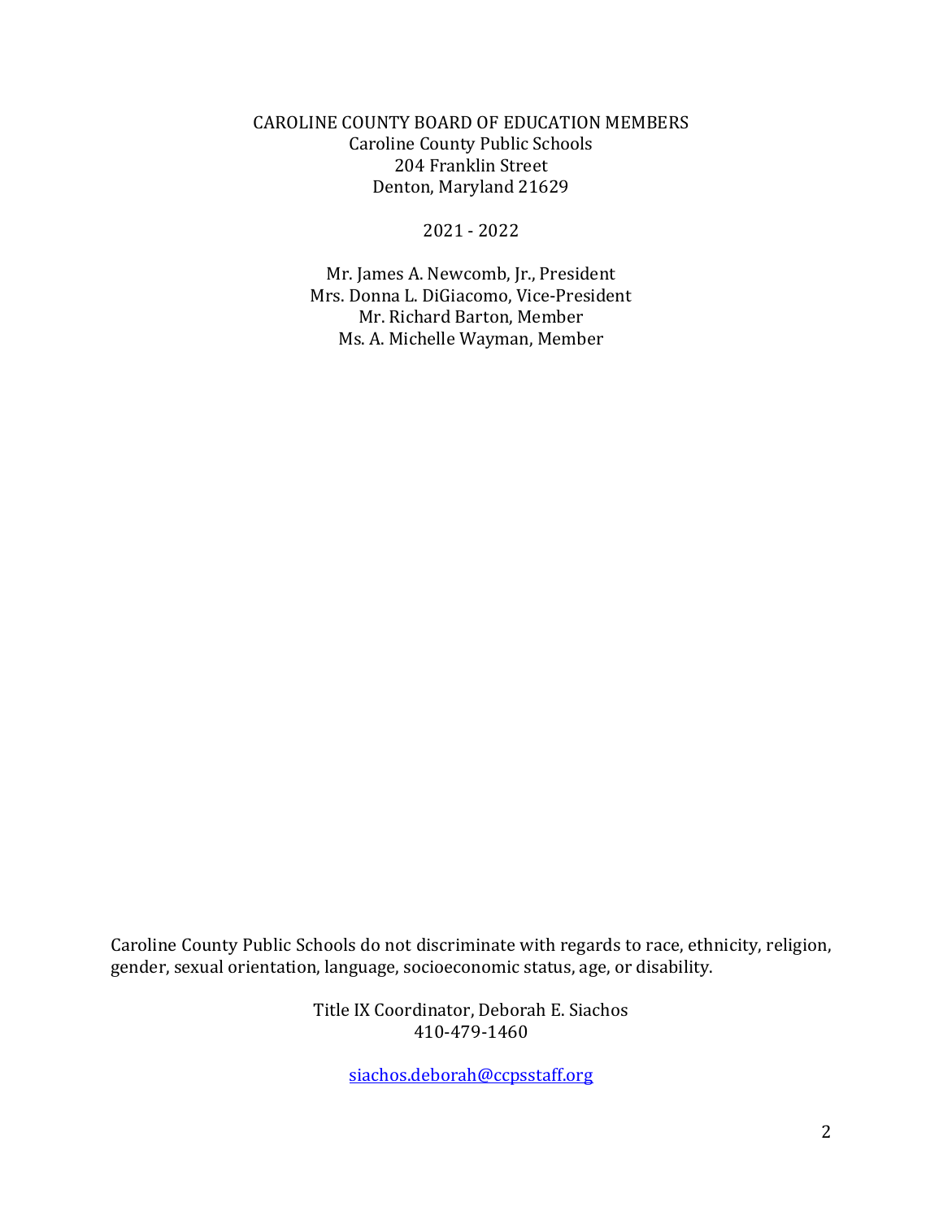CAROLINE COUNTY BOARD OF EDUCATION MEMBERS
Caroline County Public Schools
204 Franklin Street
Denton, Maryland 21629

2021 - 2022

Mr. James A. Newcomb, Jr., President
Mrs. Donna L. DiGiacomo, Vice-President
Mr. Richard Barton, Member
Ms. A. Michelle Wayman, Member

Caroline County Public Schools do not discriminate with regards to race, ethnicity, religion, gender, sexual orientation, language, socioeconomic status, age, or disability.

Title IX Coordinator, Deborah E. Siachos
410-479-1460

siachos.deborah@ccpsstaff.org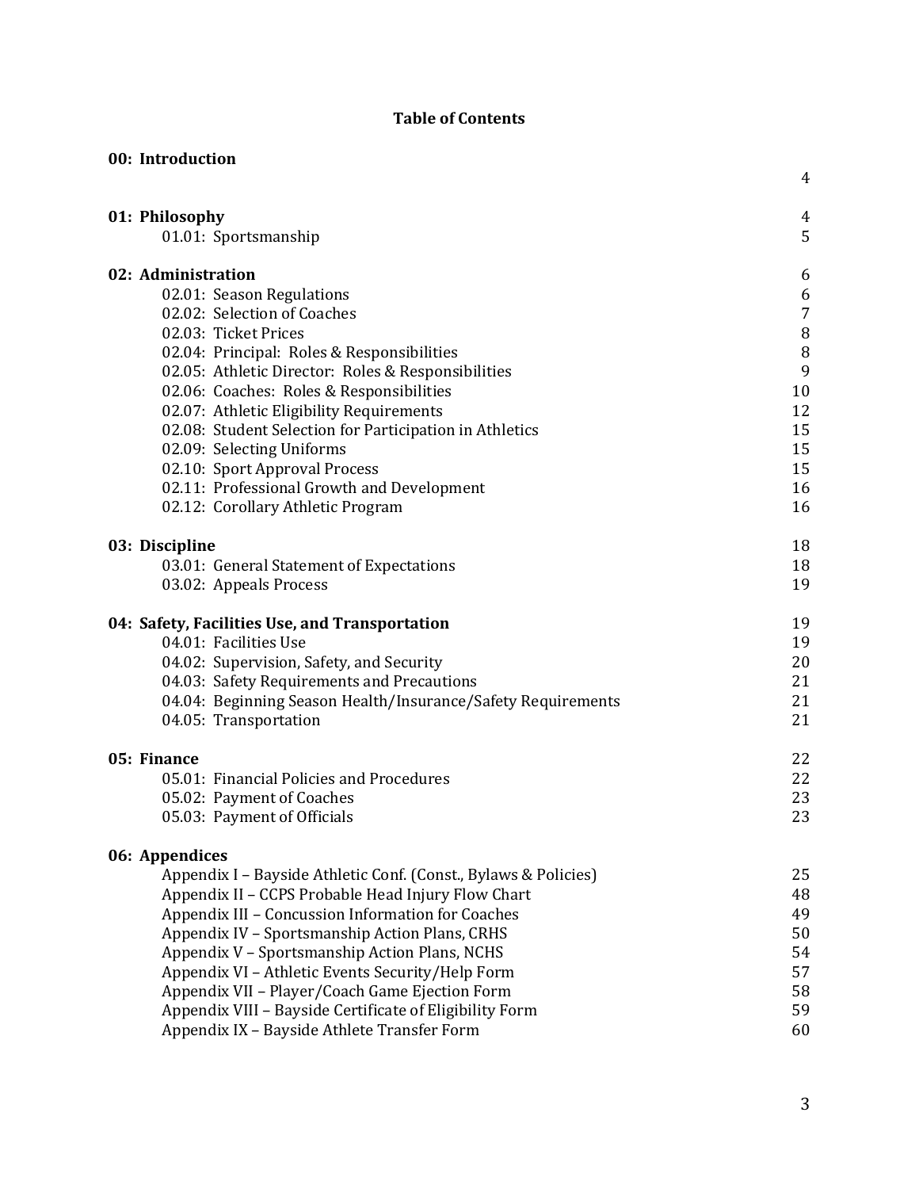# Table of Contents

| | |
|---|---|
| **00: Introduction** | 4 |
| **01: Philosophy** | 4 |
| 01.01: Sportsmanship | 5 |
| **02: Administration** | 6 |
| 02.01: Season Regulations | 6 |
| 02.02: Selection of Coaches | 7 |
| 02.03: Ticket Prices | 8 |
| 02.04: Principal: Roles & Responsibilities | 8 |
| 02.05: Athletic Director: Roles & Responsibilities | 9 |
| 02.06: Coaches: Roles & Responsibilities | 10 |
| 02.07: Athletic Eligibility Requirements | 12 |
| 02.08: Student Selection for Participation in Athletics | 15 |
| 02.09: Selecting Uniforms | 15 |
| 02.10: Sport Approval Process | 15 |
| 02.11: Professional Growth and Development | 16 |
| 02.12: Corollary Athletic Program | 16 |
| **03: Discipline** | 18 |
| 03.01: General Statement of Expectations | 18 |
| 03.02: Appeals Process | 19 |
| **04: Safety, Facilities Use, and Transportation** | 19 |
| 04.01: Facilities Use | 19 |
| 04.02: Supervision, Safety, and Security | 20 |
| 04.03: Safety Requirements and Precautions | 21 |
| 04.04: Beginning Season Health/Insurance/Safety Requirements | 21 |
| 04.05: Transportation | 21 |
| **05: Finance** | 22 |
| 05.01: Financial Policies and Procedures | 22 |
| 05.02: Payment of Coaches | 23 |
| 05.03: Payment of Officials | 23 |
| **06: Appendices** | |
| Appendix I – Bayside Athletic Conf. (Const., Bylaws & Policies) | 25 |
| Appendix II – CCPS Probable Head Injury Flow Chart | 48 |
| Appendix III – Concussion Information for Coaches | 49 |
| Appendix IV – Sportsmanship Action Plans, CRHS | 50 |
| Appendix V – Sportsmanship Action Plans, NCHS | 54 |
| Appendix VI – Athletic Events Security/Help Form | 57 |
| Appendix VII – Player/Coach Game Ejection Form | 58 |
| Appendix VIII – Bayside Certificate of Eligibility Form | 59 |
| Appendix IX – Bayside Athlete Transfer Form | 60 |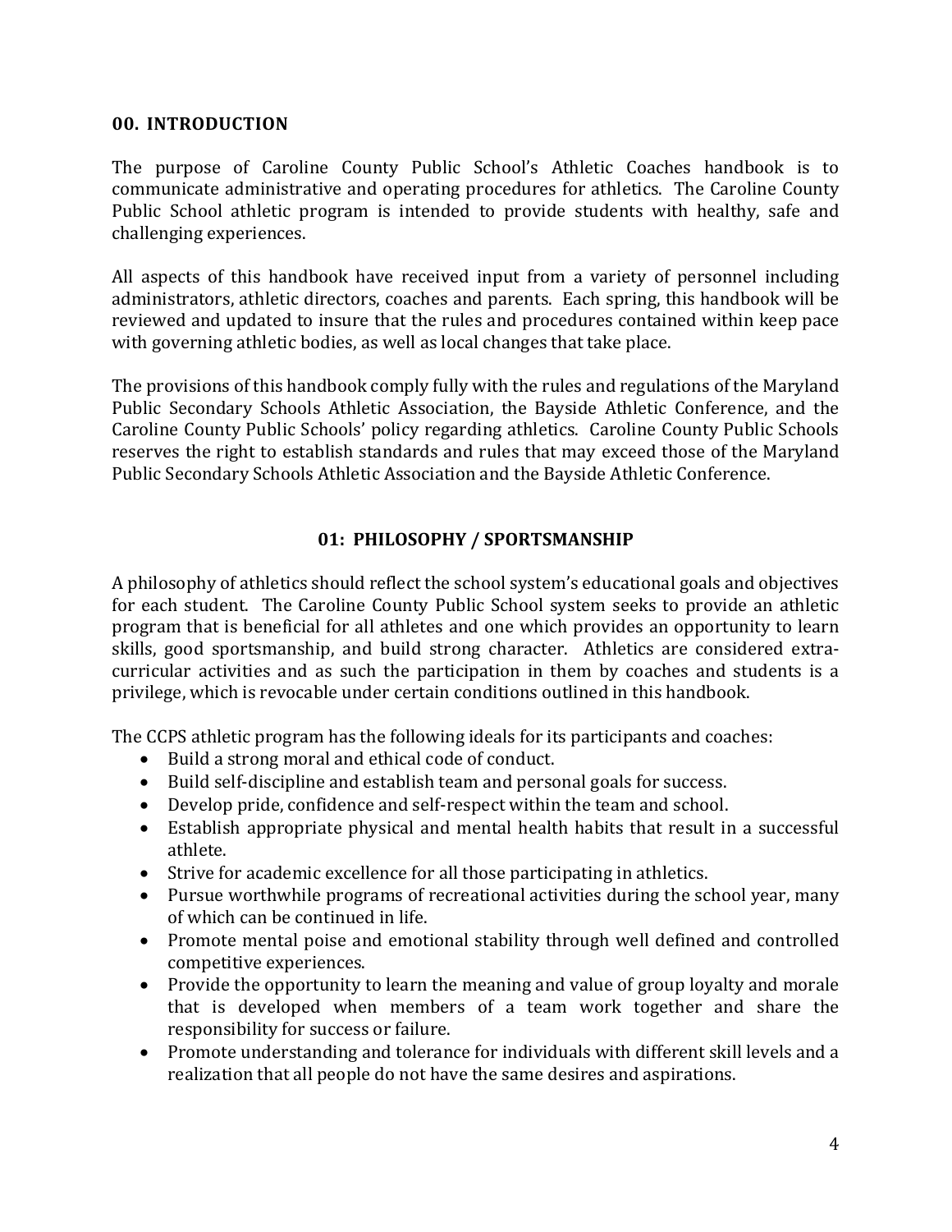## 00. INTRODUCTION

The purpose of Caroline County Public School's Athletic Coaches handbook is to communicate administrative and operating procedures for athletics. The Caroline County Public School athletic program is intended to provide students with healthy, safe and challenging experiences.

All aspects of this handbook have received input from a variety of personnel including administrators, athletic directors, coaches and parents. Each spring, this handbook will be reviewed and updated to insure that the rules and procedures contained within keep pace with governing athletic bodies, as well as local changes that take place.

The provisions of this handbook comply fully with the rules and regulations of the Maryland Public Secondary Schools Athletic Association, the Bayside Athletic Conference, and the Caroline County Public Schools' policy regarding athletics. Caroline County Public Schools reserves the right to establish standards and rules that may exceed those of the Maryland Public Secondary Schools Athletic Association and the Bayside Athletic Conference.

## 01: PHILOSOPHY / SPORTSMANSHIP

A philosophy of athletics should reflect the school system's educational goals and objectives for each student. The Caroline County Public School system seeks to provide an athletic program that is beneficial for all athletes and one which provides an opportunity to learn skills, good sportsmanship, and build strong character. Athletics are considered extra-curricular activities and as such the participation in them by coaches and students is a privilege, which is revocable under certain conditions outlined in this handbook.

The CCPS athletic program has the following ideals for its participants and coaches:

- Build a strong moral and ethical code of conduct.
- Build self-discipline and establish team and personal goals for success.
- Develop pride, confidence and self-respect within the team and school.
- Establish appropriate physical and mental health habits that result in a successful athlete.
- Strive for academic excellence for all those participating in athletics.
- Pursue worthwhile programs of recreational activities during the school year, many of which can be continued in life.
- Promote mental poise and emotional stability through well defined and controlled competitive experiences.
- Provide the opportunity to learn the meaning and value of group loyalty and morale that is developed when members of a team work together and share the responsibility for success or failure.
- Promote understanding and tolerance for individuals with different skill levels and a realization that all people do not have the same desires and aspirations.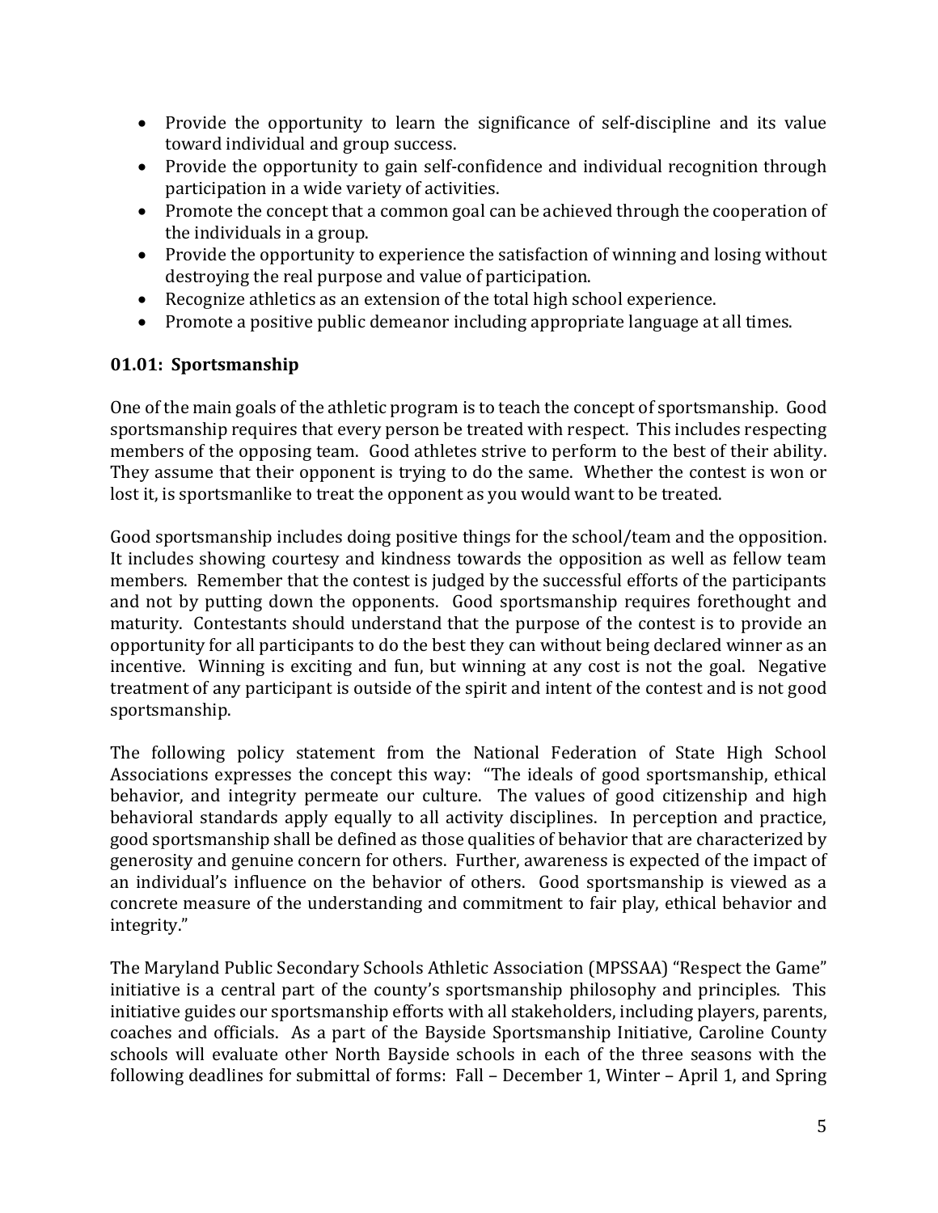- Provide the opportunity to learn the significance of self-discipline and its value toward individual and group success.
- Provide the opportunity to gain self-confidence and individual recognition through participation in a wide variety of activities.
- Promote the concept that a common goal can be achieved through the cooperation of the individuals in a group.
- Provide the opportunity to experience the satisfaction of winning and losing without destroying the real purpose and value of participation.
- Recognize athletics as an extension of the total high school experience.
- Promote a positive public demeanor including appropriate language at all times.

### 01.01: Sportsmanship

One of the main goals of the athletic program is to teach the concept of sportsmanship. Good sportsmanship requires that every person be treated with respect. This includes respecting members of the opposing team. Good athletes strive to perform to the best of their ability. They assume that their opponent is trying to do the same. Whether the contest is won or lost it, is sportsmanlike to treat the opponent as you would want to be treated.

Good sportsmanship includes doing positive things for the school/team and the opposition. It includes showing courtesy and kindness towards the opposition as well as fellow team members. Remember that the contest is judged by the successful efforts of the participants and not by putting down the opponents. Good sportsmanship requires forethought and maturity. Contestants should understand that the purpose of the contest is to provide an opportunity for all participants to do the best they can without being declared winner as an incentive. Winning is exciting and fun, but winning at any cost is not the goal. Negative treatment of any participant is outside of the spirit and intent of the contest and is not good sportsmanship.

The following policy statement from the National Federation of State High School Associations expresses the concept this way: "The ideals of good sportsmanship, ethical behavior, and integrity permeate our culture. The values of good citizenship and high behavioral standards apply equally to all activity disciplines. In perception and practice, good sportsmanship shall be defined as those qualities of behavior that are characterized by generosity and genuine concern for others. Further, awareness is expected of the impact of an individual's influence on the behavior of others. Good sportsmanship is viewed as a concrete measure of the understanding and commitment to fair play, ethical behavior and integrity."

The Maryland Public Secondary Schools Athletic Association (MPSSAA) "Respect the Game" initiative is a central part of the county's sportsmanship philosophy and principles. This initiative guides our sportsmanship efforts with all stakeholders, including players, parents, coaches and officials. As a part of the Bayside Sportsmanship Initiative, Caroline County schools will evaluate other North Bayside schools in each of the three seasons with the following deadlines for submittal of forms: Fall – December 1, Winter – April 1, and Spring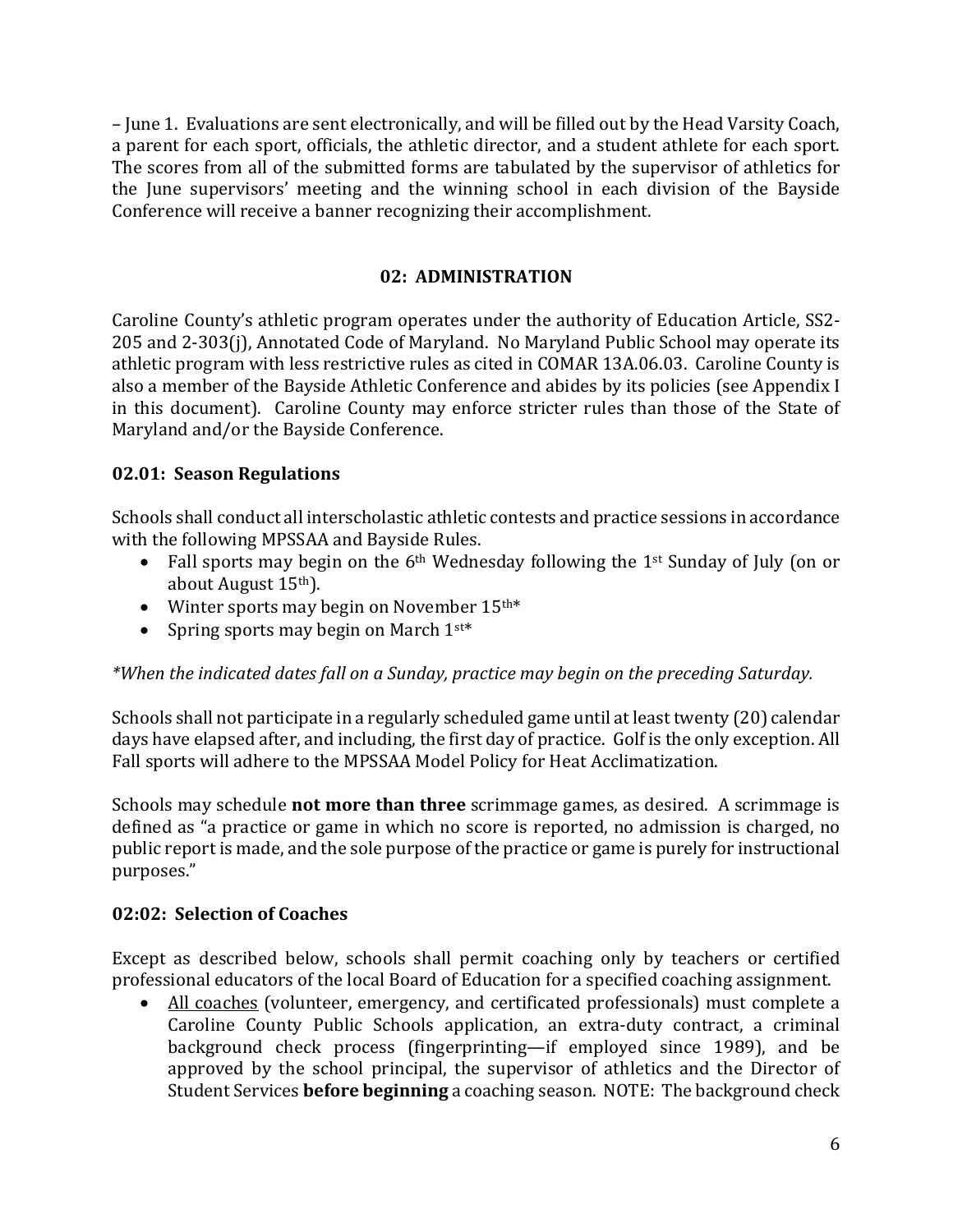– June 1. Evaluations are sent electronically, and will be filled out by the Head Varsity Coach, a parent for each sport, officials, the athletic director, and a student athlete for each sport. The scores from all of the submitted forms are tabulated by the supervisor of athletics for the June supervisors' meeting and the winning school in each division of the Bayside Conference will receive a banner recognizing their accomplishment.

## 02: ADMINISTRATION

Caroline County's athletic program operates under the authority of Education Article, SS2-205 and 2-303(j), Annotated Code of Maryland. No Maryland Public School may operate its athletic program with less restrictive rules as cited in COMAR 13A.06.03. Caroline County is also a member of the Bayside Athletic Conference and abides by its policies (see Appendix I in this document). Caroline County may enforce stricter rules than those of the State of Maryland and/or the Bayside Conference.

### 02.01: Season Regulations

Schools shall conduct all interscholastic athletic contests and practice sessions in accordance with the following MPSSAA and Bayside Rules.

- Fall sports may begin on the 6th Wednesday following the 1st Sunday of July (on or about August 15th).
- Winter sports may begin on November 15th*
- Spring sports may begin on March 1st*

*\*When the indicated dates fall on a Sunday, practice may begin on the preceding Saturday.*

Schools shall not participate in a regularly scheduled game until at least twenty (20) calendar days have elapsed after, and including, the first day of practice. Golf is the only exception. All Fall sports will adhere to the MPSSAA Model Policy for Heat Acclimatization.

Schools may schedule **not more than three** scrimmage games, as desired. A scrimmage is defined as "a practice or game in which no score is reported, no admission is charged, no public report is made, and the sole purpose of the practice or game is purely for instructional purposes."

### 02:02: Selection of Coaches

Except as described below, schools shall permit coaching only by teachers or certified professional educators of the local Board of Education for a specified coaching assignment.

- <u>All coaches</u> (volunteer, emergency, and certificated professionals) must complete a Caroline County Public Schools application, an extra-duty contract, a criminal background check process (fingerprinting—if employed since 1989), and be approved by the school principal, the supervisor of athletics and the Director of Student Services **before beginning** a coaching season. NOTE: The background check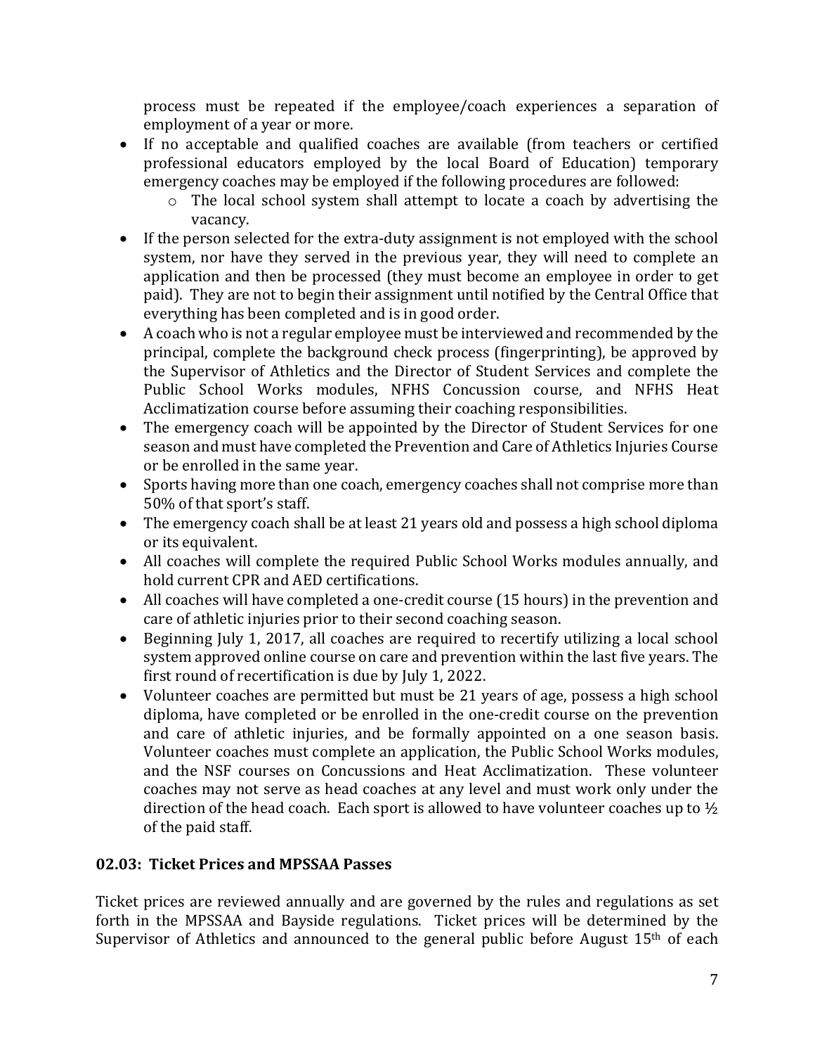process must be repeated if the employee/coach experiences a separation of employment of a year or more.

- If no acceptable and qualified coaches are available (from teachers or certified professional educators employed by the local Board of Education) temporary emergency coaches may be employed if the following procedures are followed:
    - The local school system shall attempt to locate a coach by advertising the vacancy.
- If the person selected for the extra-duty assignment is not employed with the school system, nor have they served in the previous year, they will need to complete an application and then be processed (they must become an employee in order to get paid). They are not to begin their assignment until notified by the Central Office that everything has been completed and is in good order.
- A coach who is not a regular employee must be interviewed and recommended by the principal, complete the background check process (fingerprinting), be approved by the Supervisor of Athletics and the Director of Student Services and complete the Public School Works modules, NFHS Concussion course, and NFHS Heat Acclimatization course before assuming their coaching responsibilities.
- The emergency coach will be appointed by the Director of Student Services for one season and must have completed the Prevention and Care of Athletics Injuries Course or be enrolled in the same year.
- Sports having more than one coach, emergency coaches shall not comprise more than 50% of that sport's staff.
- The emergency coach shall be at least 21 years old and possess a high school diploma or its equivalent.
- All coaches will complete the required Public School Works modules annually, and hold current CPR and AED certifications.
- All coaches will have completed a one-credit course (15 hours) in the prevention and care of athletic injuries prior to their second coaching season.
- Beginning July 1, 2017, all coaches are required to recertify utilizing a local school system approved online course on care and prevention within the last five years. The first round of recertification is due by July 1, 2022.
- Volunteer coaches are permitted but must be 21 years of age, possess a high school diploma, have completed or be enrolled in the one-credit course on the prevention and care of athletic injuries, and be formally appointed on a one season basis. Volunteer coaches must complete an application, the Public School Works modules, and the NSF courses on Concussions and Heat Acclimatization. These volunteer coaches may not serve as head coaches at any level and must work only under the direction of the head coach. Each sport is allowed to have volunteer coaches up to ½ of the paid staff.

### 02.03: Ticket Prices and MPSSAA Passes

Ticket prices are reviewed annually and are governed by the rules and regulations as set forth in the MPSSAA and Bayside regulations. Ticket prices will be determined by the Supervisor of Athletics and announced to the general public before August 15th of each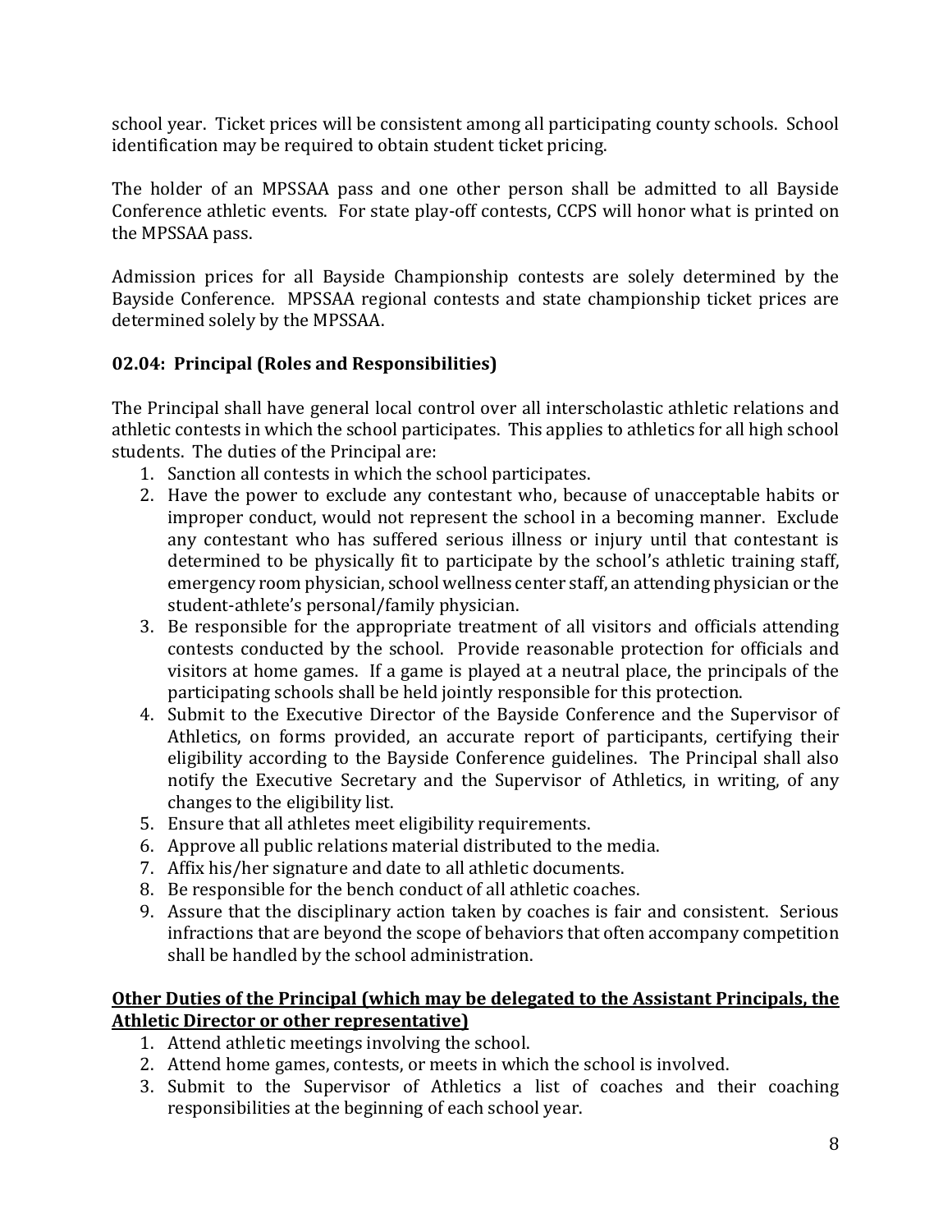school year. Ticket prices will be consistent among all participating county schools. School identification may be required to obtain student ticket pricing.

The holder of an MPSSAA pass and one other person shall be admitted to all Bayside Conference athletic events. For state play-off contests, CCPS will honor what is printed on the MPSSAA pass.

Admission prices for all Bayside Championship contests are solely determined by the Bayside Conference. MPSSAA regional contests and state championship ticket prices are determined solely by the MPSSAA.

### 02.04: Principal (Roles and Responsibilities)

The Principal shall have general local control over all interscholastic athletic relations and athletic contests in which the school participates. This applies to athletics for all high school students. The duties of the Principal are:

1. Sanction all contests in which the school participates.
2. Have the power to exclude any contestant who, because of unacceptable habits or improper conduct, would not represent the school in a becoming manner. Exclude any contestant who has suffered serious illness or injury until that contestant is determined to be physically fit to participate by the school's athletic training staff, emergency room physician, school wellness center staff, an attending physician or the student-athlete's personal/family physician.
3. Be responsible for the appropriate treatment of all visitors and officials attending contests conducted by the school. Provide reasonable protection for officials and visitors at home games. If a game is played at a neutral place, the principals of the participating schools shall be held jointly responsible for this protection.
4. Submit to the Executive Director of the Bayside Conference and the Supervisor of Athletics, on forms provided, an accurate report of participants, certifying their eligibility according to the Bayside Conference guidelines. The Principal shall also notify the Executive Secretary and the Supervisor of Athletics, in writing, of any changes to the eligibility list.
5. Ensure that all athletes meet eligibility requirements.
6. Approve all public relations material distributed to the media.
7. Affix his/her signature and date to all athletic documents.
8. Be responsible for the bench conduct of all athletic coaches.
9. Assure that the disciplinary action taken by coaches is fair and consistent. Serious infractions that are beyond the scope of behaviors that often accompany competition shall be handled by the school administration.

**Other Duties of the Principal (which may be delegated to the Assistant Principals, the Athletic Director or other representative)**

1. Attend athletic meetings involving the school.
2. Attend home games, contests, or meets in which the school is involved.
3. Submit to the Supervisor of Athletics a list of coaches and their coaching responsibilities at the beginning of each school year.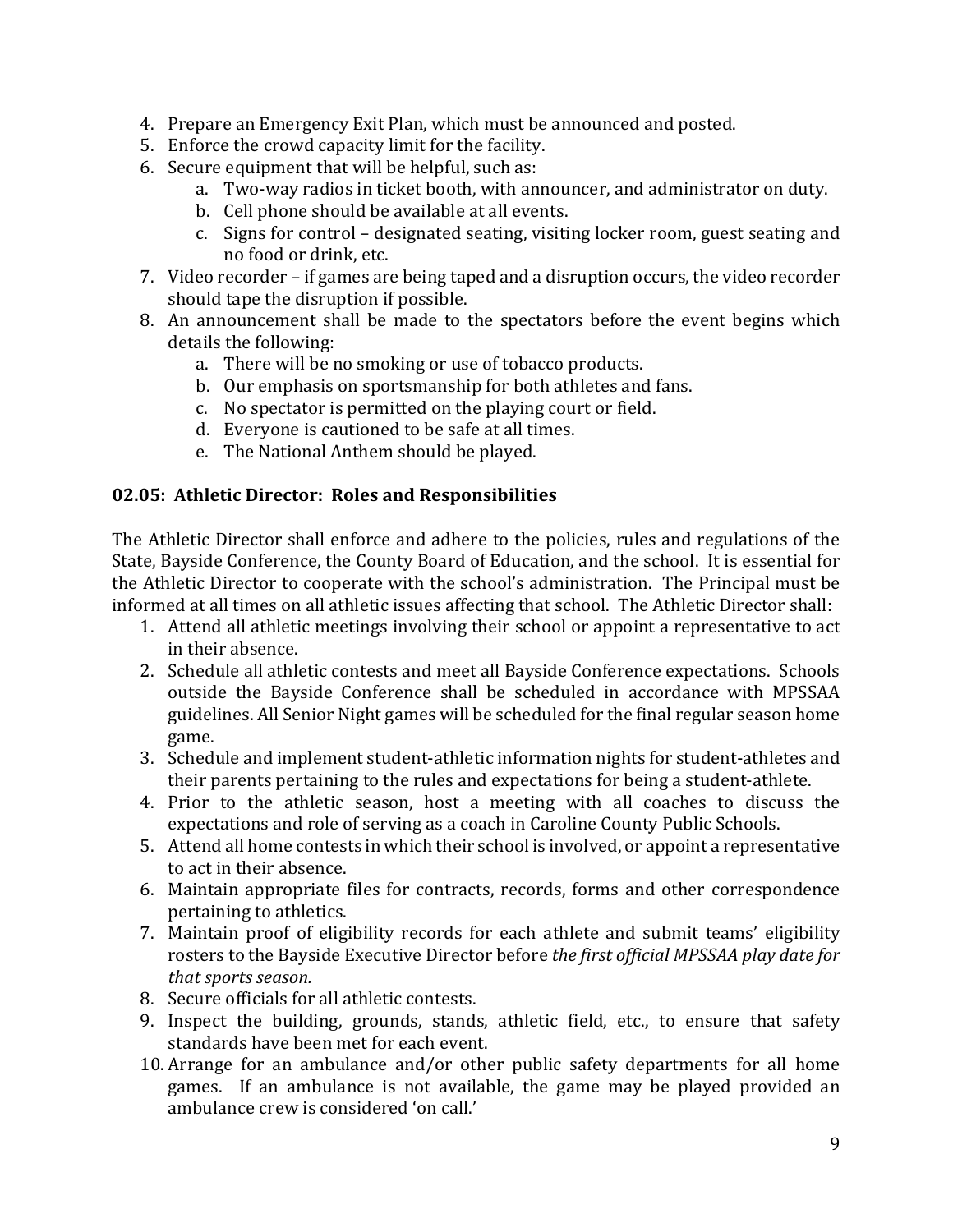4. Prepare an Emergency Exit Plan, which must be announced and posted.
5. Enforce the crowd capacity limit for the facility.
6. Secure equipment that will be helpful, such as:
    a. Two-way radios in ticket booth, with announcer, and administrator on duty.
    b. Cell phone should be available at all events.
    c. Signs for control – designated seating, visiting locker room, guest seating and no food or drink, etc.
7. Video recorder – if games are being taped and a disruption occurs, the video recorder should tape the disruption if possible.
8. An announcement shall be made to the spectators before the event begins which details the following:
    a. There will be no smoking or use of tobacco products.
    b. Our emphasis on sportsmanship for both athletes and fans.
    c. No spectator is permitted on the playing court or field.
    d. Everyone is cautioned to be safe at all times.
    e. The National Anthem should be played.

### 02.05: Athletic Director: Roles and Responsibilities

The Athletic Director shall enforce and adhere to the policies, rules and regulations of the State, Bayside Conference, the County Board of Education, and the school. It is essential for the Athletic Director to cooperate with the school's administration. The Principal must be informed at all times on all athletic issues affecting that school. The Athletic Director shall:

1. Attend all athletic meetings involving their school or appoint a representative to act in their absence.
2. Schedule all athletic contests and meet all Bayside Conference expectations. Schools outside the Bayside Conference shall be scheduled in accordance with MPSSAA guidelines. All Senior Night games will be scheduled for the final regular season home game.
3. Schedule and implement student-athletic information nights for student-athletes and their parents pertaining to the rules and expectations for being a student-athlete.
4. Prior to the athletic season, host a meeting with all coaches to discuss the expectations and role of serving as a coach in Caroline County Public Schools.
5. Attend all home contests in which their school is involved, or appoint a representative to act in their absence.
6. Maintain appropriate files for contracts, records, forms and other correspondence pertaining to athletics.
7. Maintain proof of eligibility records for each athlete and submit teams' eligibility rosters to the Bayside Executive Director before *the first official MPSSAA play date for that sports season.*
8. Secure officials for all athletic contests.
9. Inspect the building, grounds, stands, athletic field, etc., to ensure that safety standards have been met for each event.
10. Arrange for an ambulance and/or other public safety departments for all home games. If an ambulance is not available, the game may be played provided an ambulance crew is considered 'on call.'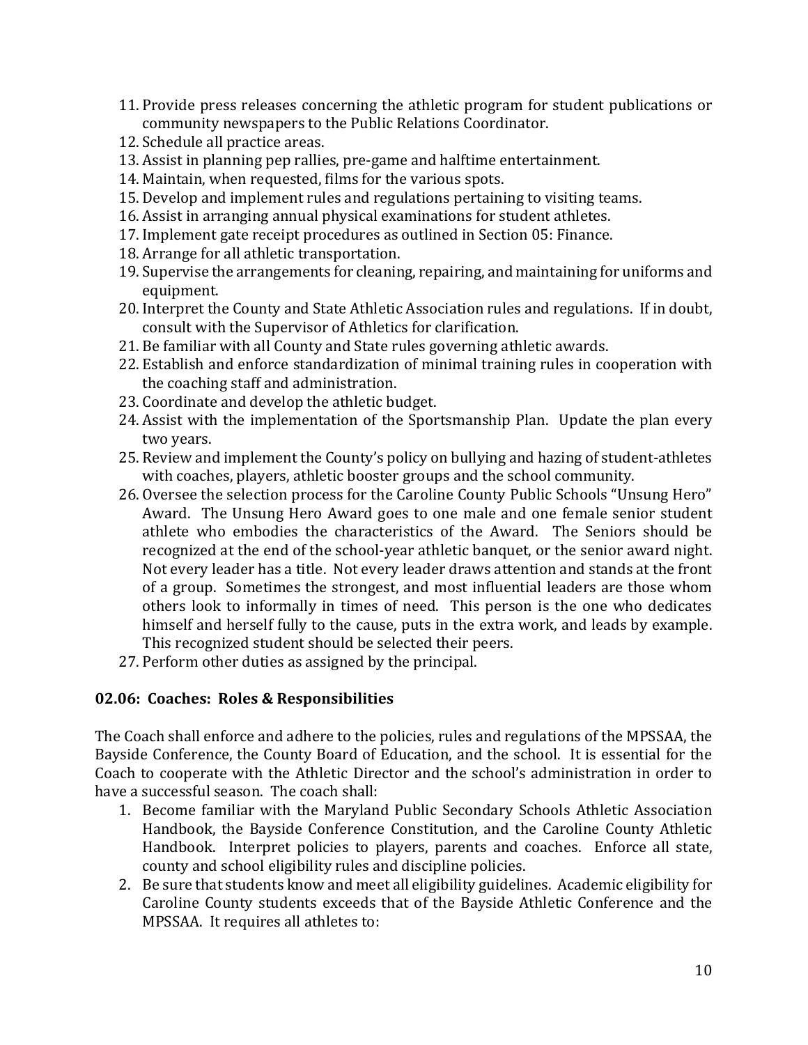11. Provide press releases concerning the athletic program for student publications or community newspapers to the Public Relations Coordinator.
12. Schedule all practice areas.
13. Assist in planning pep rallies, pre-game and halftime entertainment.
14. Maintain, when requested, films for the various spots.
15. Develop and implement rules and regulations pertaining to visiting teams.
16. Assist in arranging annual physical examinations for student athletes.
17. Implement gate receipt procedures as outlined in Section 05: Finance.
18. Arrange for all athletic transportation.
19. Supervise the arrangements for cleaning, repairing, and maintaining for uniforms and equipment.
20. Interpret the County and State Athletic Association rules and regulations. If in doubt, consult with the Supervisor of Athletics for clarification.
21. Be familiar with all County and State rules governing athletic awards.
22. Establish and enforce standardization of minimal training rules in cooperation with the coaching staff and administration.
23. Coordinate and develop the athletic budget.
24. Assist with the implementation of the Sportsmanship Plan. Update the plan every two years.
25. Review and implement the County's policy on bullying and hazing of student-athletes with coaches, players, athletic booster groups and the school community.
26. Oversee the selection process for the Caroline County Public Schools "Unsung Hero" Award. The Unsung Hero Award goes to one male and one female senior student athlete who embodies the characteristics of the Award. The Seniors should be recognized at the end of the school-year athletic banquet, or the senior award night. Not every leader has a title. Not every leader draws attention and stands at the front of a group. Sometimes the strongest, and most influential leaders are those whom others look to informally in times of need. This person is the one who dedicates himself and herself fully to the cause, puts in the extra work, and leads by example. This recognized student should be selected their peers.
27. Perform other duties as assigned by the principal.

### 02.06: Coaches: Roles & Responsibilities

The Coach shall enforce and adhere to the policies, rules and regulations of the MPSSAA, the Bayside Conference, the County Board of Education, and the school. It is essential for the Coach to cooperate with the Athletic Director and the school's administration in order to have a successful season. The coach shall:

1. Become familiar with the Maryland Public Secondary Schools Athletic Association Handbook, the Bayside Conference Constitution, and the Caroline County Athletic Handbook. Interpret policies to players, parents and coaches. Enforce all state, county and school eligibility rules and discipline policies.
2. Be sure that students know and meet all eligibility guidelines. Academic eligibility for Caroline County students exceeds that of the Bayside Athletic Conference and the MPSSAA. It requires all athletes to: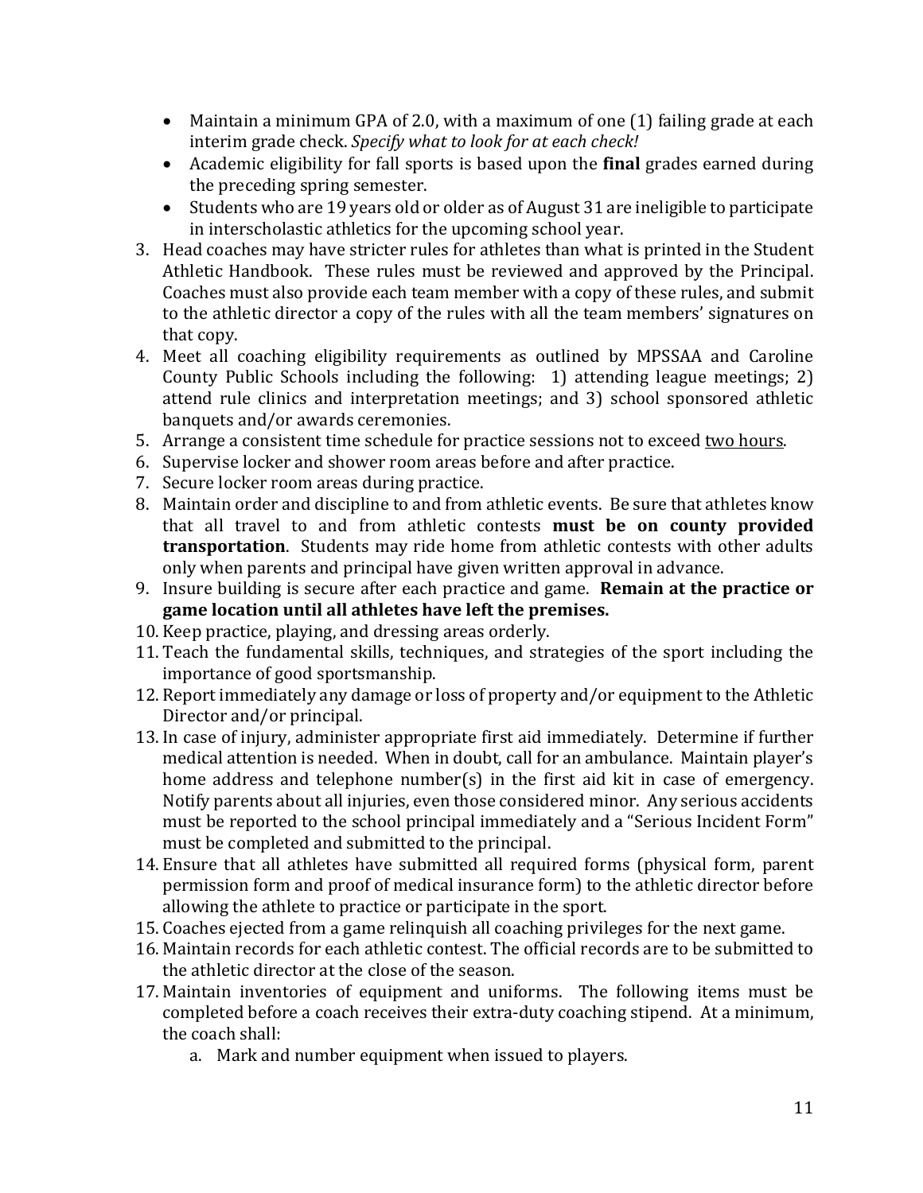- Maintain a minimum GPA of 2.0, with a maximum of one (1) failing grade at each interim grade check. *Specify what to look for at each check!*
- Academic eligibility for fall sports is based upon the **final** grades earned during the preceding spring semester.
- Students who are 19 years old or older as of August 31 are ineligible to participate in interscholastic athletics for the upcoming school year.

3. Head coaches may have stricter rules for athletes than what is printed in the Student Athletic Handbook. These rules must be reviewed and approved by the Principal. Coaches must also provide each team member with a copy of these rules, and submit to the athletic director a copy of the rules with all the team members' signatures on that copy.
4. Meet all coaching eligibility requirements as outlined by MPSSAA and Caroline County Public Schools including the following: 1) attending league meetings; 2) attend rule clinics and interpretation meetings; and 3) school sponsored athletic banquets and/or awards ceremonies.
5. Arrange a consistent time schedule for practice sessions not to exceed <u>two hours</u>.
6. Supervise locker and shower room areas before and after practice.
7. Secure locker room areas during practice.
8. Maintain order and discipline to and from athletic events. Be sure that athletes know that all travel to and from athletic contests **must be on county provided transportation**. Students may ride home from athletic contests with other adults only when parents and principal have given written approval in advance.
9. Insure building is secure after each practice and game. **Remain at the practice or game location until all athletes have left the premises.**
10. Keep practice, playing, and dressing areas orderly.
11. Teach the fundamental skills, techniques, and strategies of the sport including the importance of good sportsmanship.
12. Report immediately any damage or loss of property and/or equipment to the Athletic Director and/or principal.
13. In case of injury, administer appropriate first aid immediately. Determine if further medical attention is needed. When in doubt, call for an ambulance. Maintain player's home address and telephone number(s) in the first aid kit in case of emergency. Notify parents about all injuries, even those considered minor. Any serious accidents must be reported to the school principal immediately and a "Serious Incident Form" must be completed and submitted to the principal.
14. Ensure that all athletes have submitted all required forms (physical form, parent permission form and proof of medical insurance form) to the athletic director before allowing the athlete to practice or participate in the sport.
15. Coaches ejected from a game relinquish all coaching privileges for the next game.
16. Maintain records for each athletic contest. The official records are to be submitted to the athletic director at the close of the season.
17. Maintain inventories of equipment and uniforms. The following items must be completed before a coach receives their extra-duty coaching stipend. At a minimum, the coach shall:
    a. Mark and number equipment when issued to players.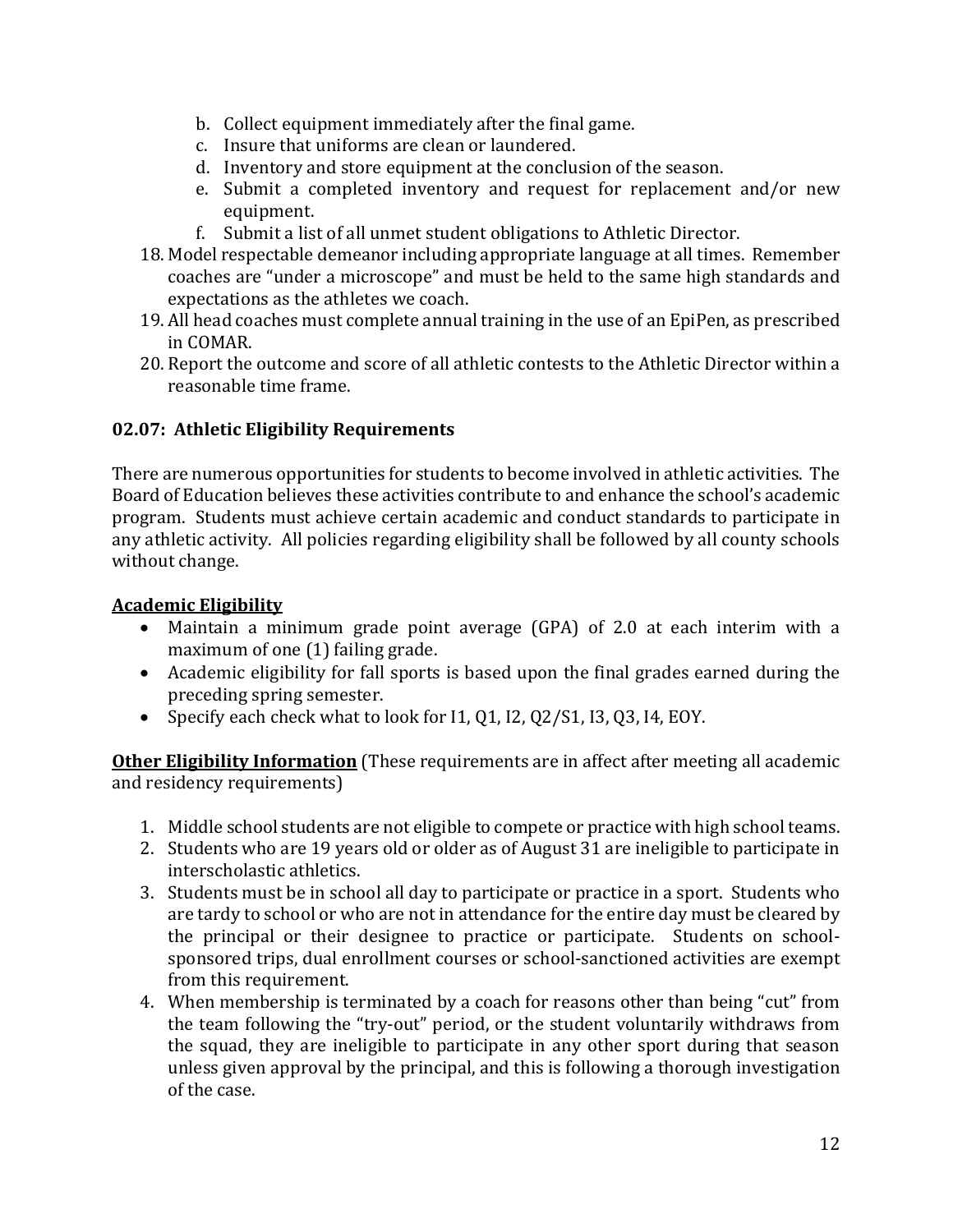b. Collect equipment immediately after the final game.
c. Insure that uniforms are clean or laundered.
d. Inventory and store equipment at the conclusion of the season.
e. Submit a completed inventory and request for replacement and/or new equipment.
f. Submit a list of all unmet student obligations to Athletic Director.

18. Model respectable demeanor including appropriate language at all times. Remember coaches are "under a microscope" and must be held to the same high standards and expectations as the athletes we coach.
19. All head coaches must complete annual training in the use of an EpiPen, as prescribed in COMAR.
20. Report the outcome and score of all athletic contests to the Athletic Director within a reasonable time frame.

### 02.07: Athletic Eligibility Requirements

There are numerous opportunities for students to become involved in athletic activities. The Board of Education believes these activities contribute to and enhance the school's academic program. Students must achieve certain academic and conduct standards to participate in any athletic activity. All policies regarding eligibility shall be followed by all county schools without change.

**Academic Eligibility**

- Maintain a minimum grade point average (GPA) of 2.0 at each interim with a maximum of one (1) failing grade.
- Academic eligibility for fall sports is based upon the final grades earned during the preceding spring semester.
- Specify each check what to look for I1, Q1, I2, Q2/S1, I3, Q3, I4, EOY.

**Other Eligibility Information** (These requirements are in affect after meeting all academic and residency requirements)

1. Middle school students are not eligible to compete or practice with high school teams.
2. Students who are 19 years old or older as of August 31 are ineligible to participate in interscholastic athletics.
3. Students must be in school all day to participate or practice in a sport. Students who are tardy to school or who are not in attendance for the entire day must be cleared by the principal or their designee to practice or participate. Students on school-sponsored trips, dual enrollment courses or school-sanctioned activities are exempt from this requirement.
4. When membership is terminated by a coach for reasons other than being "cut" from the team following the "try-out" period, or the student voluntarily withdraws from the squad, they are ineligible to participate in any other sport during that season unless given approval by the principal, and this is following a thorough investigation of the case.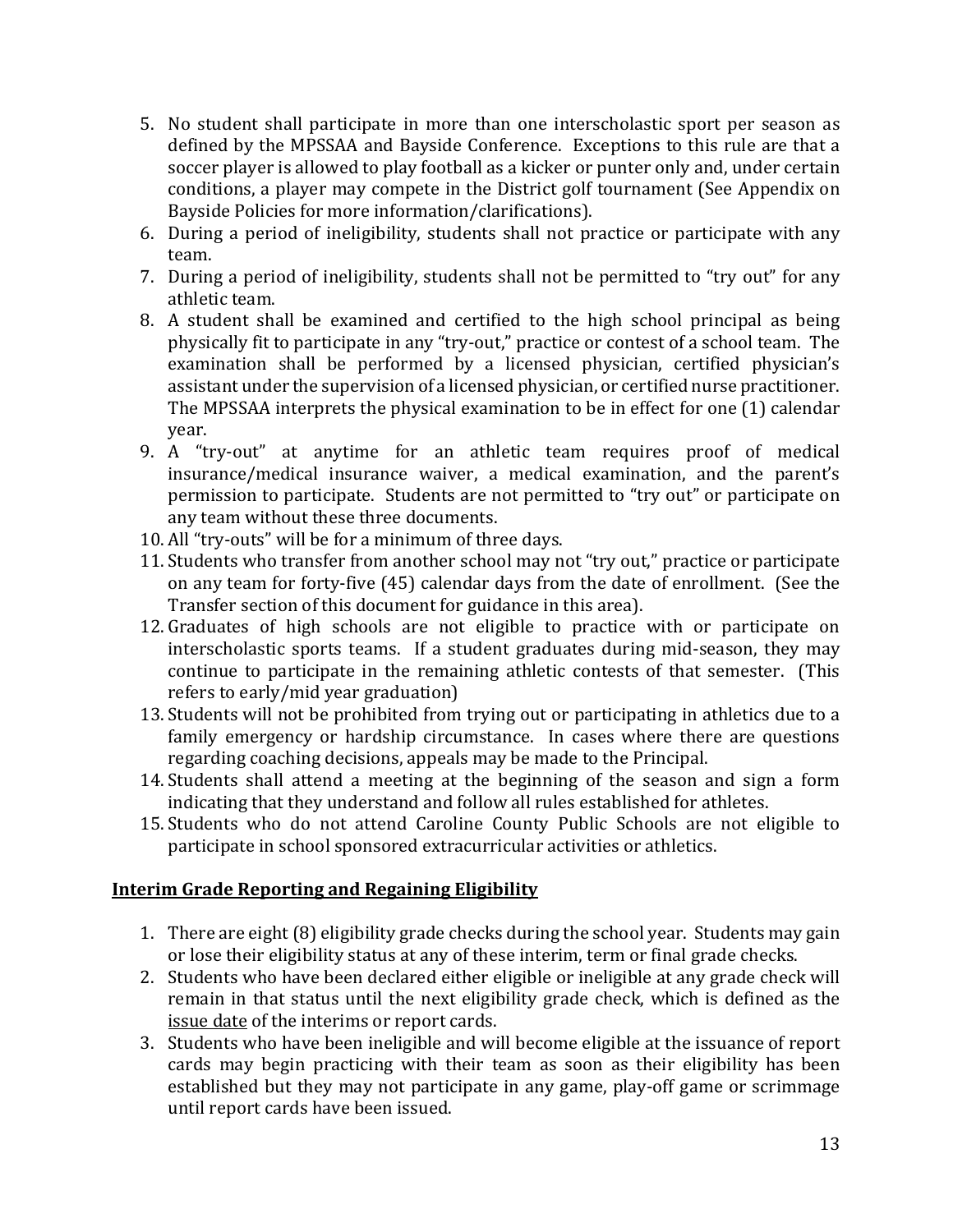5. No student shall participate in more than one interscholastic sport per season as defined by the MPSSAA and Bayside Conference. Exceptions to this rule are that a soccer player is allowed to play football as a kicker or punter only and, under certain conditions, a player may compete in the District golf tournament (See Appendix on Bayside Policies for more information/clarifications).
6. During a period of ineligibility, students shall not practice or participate with any team.
7. During a period of ineligibility, students shall not be permitted to "try out" for any athletic team.
8. A student shall be examined and certified to the high school principal as being physically fit to participate in any "try-out," practice or contest of a school team. The examination shall be performed by a licensed physician, certified physician's assistant under the supervision of a licensed physician, or certified nurse practitioner. The MPSSAA interprets the physical examination to be in effect for one (1) calendar year.
9. A "try-out" at anytime for an athletic team requires proof of medical insurance/medical insurance waiver, a medical examination, and the parent's permission to participate. Students are not permitted to "try out" or participate on any team without these three documents.
10. All "try-outs" will be for a minimum of three days.
11. Students who transfer from another school may not "try out," practice or participate on any team for forty-five (45) calendar days from the date of enrollment. (See the Transfer section of this document for guidance in this area).
12. Graduates of high schools are not eligible to practice with or participate on interscholastic sports teams. If a student graduates during mid-season, they may continue to participate in the remaining athletic contests of that semester. (This refers to early/mid year graduation)
13. Students will not be prohibited from trying out or participating in athletics due to a family emergency or hardship circumstance. In cases where there are questions regarding coaching decisions, appeals may be made to the Principal.
14. Students shall attend a meeting at the beginning of the season and sign a form indicating that they understand and follow all rules established for athletes.
15. Students who do not attend Caroline County Public Schools are not eligible to participate in school sponsored extracurricular activities or athletics.

## Interim Grade Reporting and Regaining Eligibility

1. There are eight (8) eligibility grade checks during the school year. Students may gain or lose their eligibility status at any of these interim, term or final grade checks.
2. Students who have been declared either eligible or ineligible at any grade check will remain in that status until the next eligibility grade check, which is defined as the issue date of the interims or report cards.
3. Students who have been ineligible and will become eligible at the issuance of report cards may begin practicing with their team as soon as their eligibility has been established but they may not participate in any game, play-off game or scrimmage until report cards have been issued.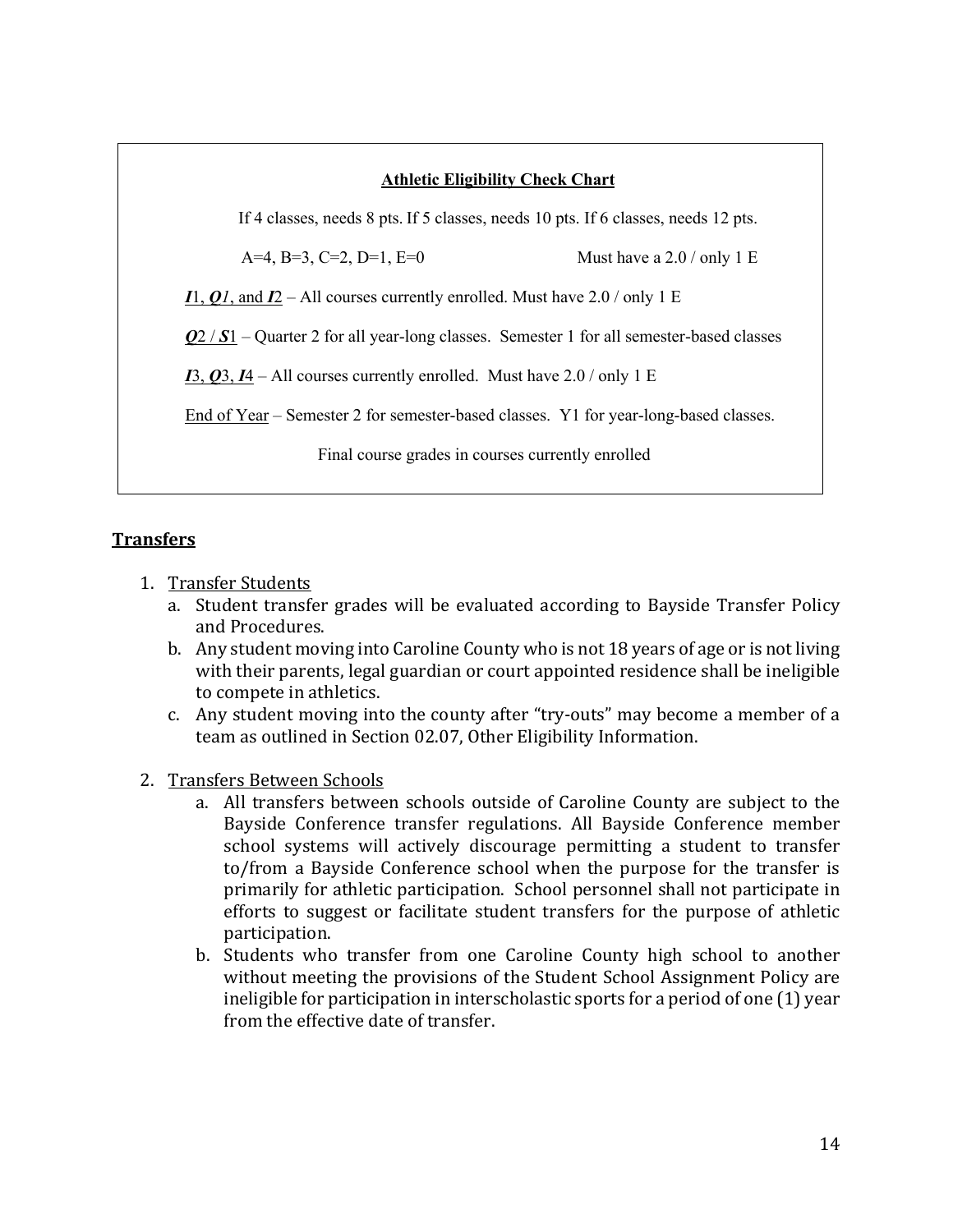**<u>Athletic Eligibility Check Chart</u>**

If 4 classes, needs 8 pts. If 5 classes, needs 10 pts. If 6 classes, needs 12 pts.

A=4, B=3, C=2, D=1, E=0 — Must have a 2.0 / only 1 E

<u>***I*1, *Q1*, and *I*2**</u> – All courses currently enrolled. Must have 2.0 / only 1 E

<u>***Q*2 / *S*1**</u> – Quarter 2 for all year-long classes. Semester 1 for all semester-based classes

<u>***I*3, *Q*3, *I*4**</u> – All courses currently enrolled. Must have 2.0 / only 1 E

<u>End of Year</u> – Semester 2 for semester-based classes. Y1 for year-long-based classes.

Final course grades in courses currently enrolled

## <u>Transfers</u>

1. <u>Transfer Students</u>
   a. Student transfer grades will be evaluated according to Bayside Transfer Policy and Procedures.
   b. Any student moving into Caroline County who is not 18 years of age or is not living with their parents, legal guardian or court appointed residence shall be ineligible to compete in athletics.
   c. Any student moving into the county after "try-outs" may become a member of a team as outlined in Section 02.07, Other Eligibility Information.

2. <u>Transfers Between Schools</u>
   a. All transfers between schools outside of Caroline County are subject to the Bayside Conference transfer regulations. All Bayside Conference member school systems will actively discourage permitting a student to transfer to/from a Bayside Conference school when the purpose for the transfer is primarily for athletic participation. School personnel shall not participate in efforts to suggest or facilitate student transfers for the purpose of athletic participation.
   b. Students who transfer from one Caroline County high school to another without meeting the provisions of the Student School Assignment Policy are ineligible for participation in interscholastic sports for a period of one (1) year from the effective date of transfer.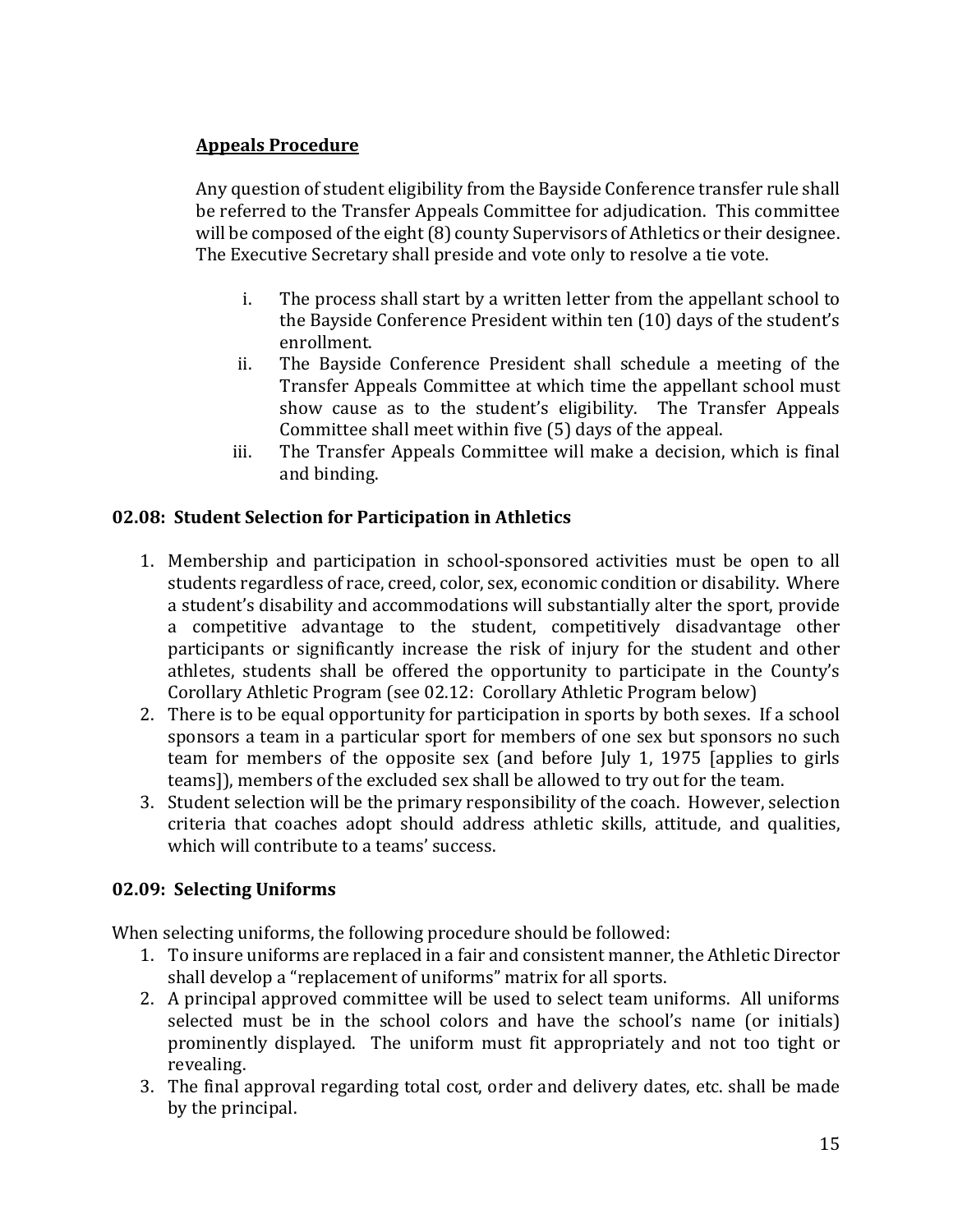**Appeals Procedure**

Any question of student eligibility from the Bayside Conference transfer rule shall be referred to the Transfer Appeals Committee for adjudication. This committee will be composed of the eight (8) county Supervisors of Athletics or their designee. The Executive Secretary shall preside and vote only to resolve a tie vote.

i. The process shall start by a written letter from the appellant school to the Bayside Conference President within ten (10) days of the student's enrollment.
ii. The Bayside Conference President shall schedule a meeting of the Transfer Appeals Committee at which time the appellant school must show cause as to the student's eligibility. The Transfer Appeals Committee shall meet within five (5) days of the appeal.
iii. The Transfer Appeals Committee will make a decision, which is final and binding.

### 02.08: Student Selection for Participation in Athletics

1. Membership and participation in school-sponsored activities must be open to all students regardless of race, creed, color, sex, economic condition or disability. Where a student's disability and accommodations will substantially alter the sport, provide a competitive advantage to the student, competitively disadvantage other participants or significantly increase the risk of injury for the student and other athletes, students shall be offered the opportunity to participate in the County's Corollary Athletic Program (see 02.12: Corollary Athletic Program below)
2. There is to be equal opportunity for participation in sports by both sexes. If a school sponsors a team in a particular sport for members of one sex but sponsors no such team for members of the opposite sex (and before July 1, 1975 [applies to girls teams]), members of the excluded sex shall be allowed to try out for the team.
3. Student selection will be the primary responsibility of the coach. However, selection criteria that coaches adopt should address athletic skills, attitude, and qualities, which will contribute to a teams' success.

### 02.09: Selecting Uniforms

When selecting uniforms, the following procedure should be followed:

1. To insure uniforms are replaced in a fair and consistent manner, the Athletic Director shall develop a "replacement of uniforms" matrix for all sports.
2. A principal approved committee will be used to select team uniforms. All uniforms selected must be in the school colors and have the school's name (or initials) prominently displayed. The uniform must fit appropriately and not too tight or revealing.
3. The final approval regarding total cost, order and delivery dates, etc. shall be made by the principal.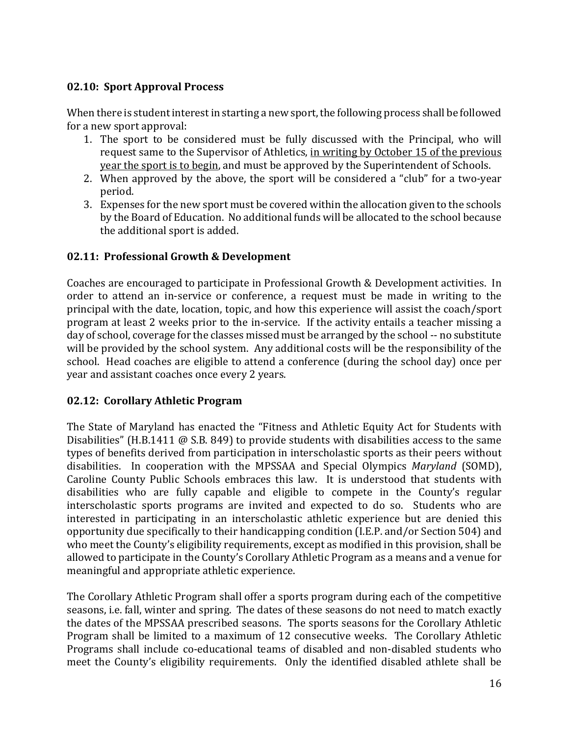### 02.10: Sport Approval Process

When there is student interest in starting a new sport, the following process shall be followed for a new sport approval:

1. The sport to be considered must be fully discussed with the Principal, who will request same to the Supervisor of Athletics, <u>in writing by October 15 of the previous year the sport is to begin</u>, and must be approved by the Superintendent of Schools.
2. When approved by the above, the sport will be considered a "club" for a two-year period.
3. Expenses for the new sport must be covered within the allocation given to the schools by the Board of Education. No additional funds will be allocated to the school because the additional sport is added.

### 02.11: Professional Growth & Development

Coaches are encouraged to participate in Professional Growth & Development activities. In order to attend an in-service or conference, a request must be made in writing to the principal with the date, location, topic, and how this experience will assist the coach/sport program at least 2 weeks prior to the in-service. If the activity entails a teacher missing a day of school, coverage for the classes missed must be arranged by the school -- no substitute will be provided by the school system. Any additional costs will be the responsibility of the school. Head coaches are eligible to attend a conference (during the school day) once per year and assistant coaches once every 2 years.

### 02.12: Corollary Athletic Program

The State of Maryland has enacted the "Fitness and Athletic Equity Act for Students with Disabilities" (H.B.1411 @ S.B. 849) to provide students with disabilities access to the same types of benefits derived from participation in interscholastic sports as their peers without disabilities. In cooperation with the MPSSAA and Special Olympics *Maryland* (SOMD), Caroline County Public Schools embraces this law. It is understood that students with disabilities who are fully capable and eligible to compete in the County's regular interscholastic sports programs are invited and expected to do so. Students who are interested in participating in an interscholastic athletic experience but are denied this opportunity due specifically to their handicapping condition (I.E.P. and/or Section 504) and who meet the County's eligibility requirements, except as modified in this provision, shall be allowed to participate in the County's Corollary Athletic Program as a means and a venue for meaningful and appropriate athletic experience.

The Corollary Athletic Program shall offer a sports program during each of the competitive seasons, i.e. fall, winter and spring. The dates of these seasons do not need to match exactly the dates of the MPSSAA prescribed seasons. The sports seasons for the Corollary Athletic Program shall be limited to a maximum of 12 consecutive weeks. The Corollary Athletic Programs shall include co-educational teams of disabled and non-disabled students who meet the County's eligibility requirements. Only the identified disabled athlete shall be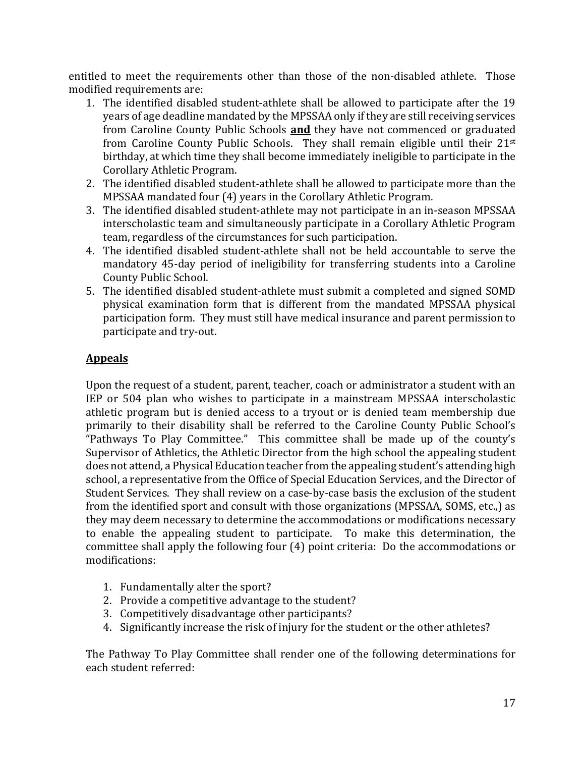entitled to meet the requirements other than those of the non-disabled athlete. Those modified requirements are:

1. The identified disabled student-athlete shall be allowed to participate after the 19 years of age deadline mandated by the MPSSAA only if they are still receiving services from Caroline County Public Schools **and** they have not commenced or graduated from Caroline County Public Schools. They shall remain eligible until their 21st birthday, at which time they shall become immediately ineligible to participate in the Corollary Athletic Program.
2. The identified disabled student-athlete shall be allowed to participate more than the MPSSAA mandated four (4) years in the Corollary Athletic Program.
3. The identified disabled student-athlete may not participate in an in-season MPSSAA interscholastic team and simultaneously participate in a Corollary Athletic Program team, regardless of the circumstances for such participation.
4. The identified disabled student-athlete shall not be held accountable to serve the mandatory 45-day period of ineligibility for transferring students into a Caroline County Public School.
5. The identified disabled student-athlete must submit a completed and signed SOMD physical examination form that is different from the mandated MPSSAA physical participation form. They must still have medical insurance and parent permission to participate and try-out.

## Appeals

Upon the request of a student, parent, teacher, coach or administrator a student with an IEP or 504 plan who wishes to participate in a mainstream MPSSAA interscholastic athletic program but is denied access to a tryout or is denied team membership due primarily to their disability shall be referred to the Caroline County Public School's "Pathways To Play Committee." This committee shall be made up of the county's Supervisor of Athletics, the Athletic Director from the high school the appealing student does not attend, a Physical Education teacher from the appealing student's attending high school, a representative from the Office of Special Education Services, and the Director of Student Services. They shall review on a case-by-case basis the exclusion of the student from the identified sport and consult with those organizations (MPSSAA, SOMS, etc.,) as they may deem necessary to determine the accommodations or modifications necessary to enable the appealing student to participate. To make this determination, the committee shall apply the following four (4) point criteria: Do the accommodations or modifications:

1. Fundamentally alter the sport?
2. Provide a competitive advantage to the student?
3. Competitively disadvantage other participants?
4. Significantly increase the risk of injury for the student or the other athletes?

The Pathway To Play Committee shall render one of the following determinations for each student referred: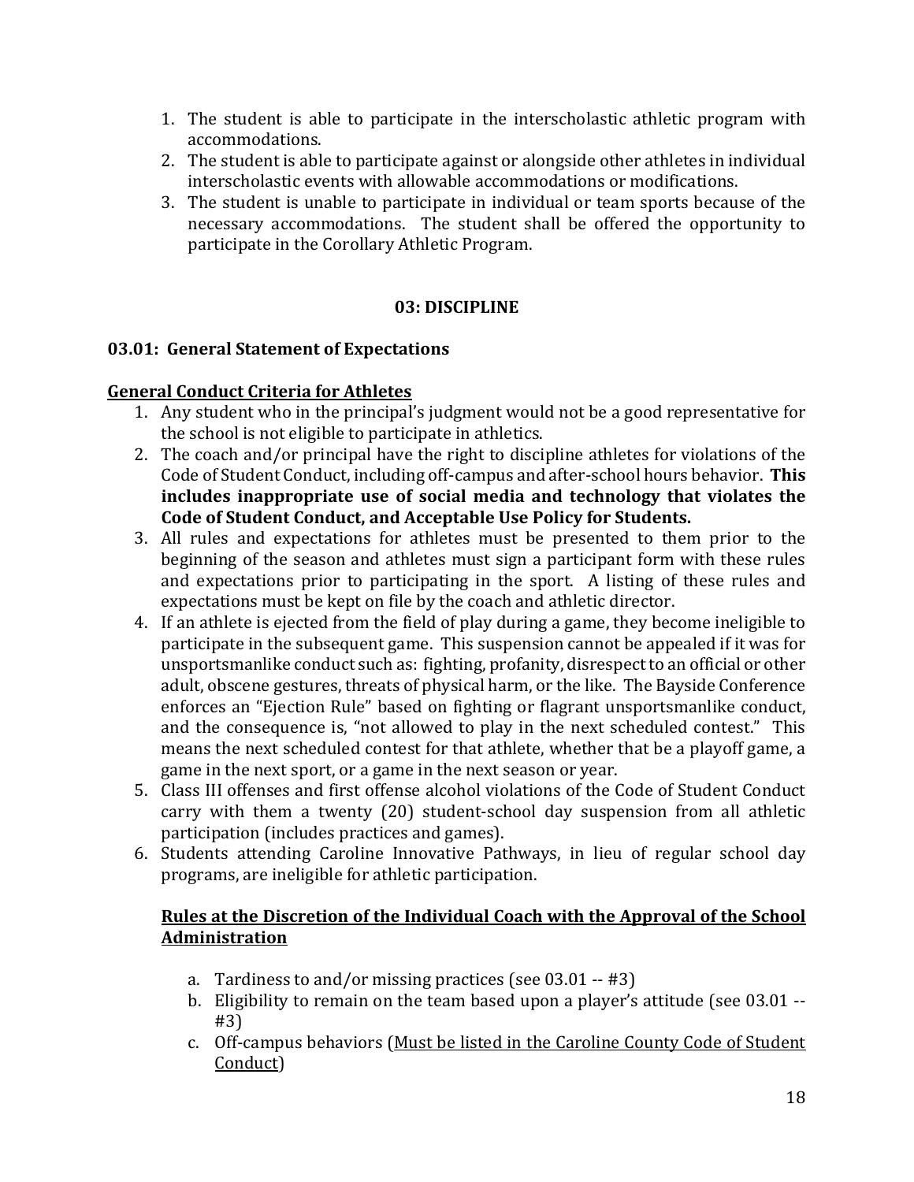1. The student is able to participate in the interscholastic athletic program with accommodations.
2. The student is able to participate against or alongside other athletes in individual interscholastic events with allowable accommodations or modifications.
3. The student is unable to participate in individual or team sports because of the necessary accommodations. The student shall be offered the opportunity to participate in the Corollary Athletic Program.

## 03: DISCIPLINE

### 03.01: General Statement of Expectations

**General Conduct Criteria for Athletes**

1. Any student who in the principal's judgment would not be a good representative for the school is not eligible to participate in athletics.
2. The coach and/or principal have the right to discipline athletes for violations of the Code of Student Conduct, including off-campus and after-school hours behavior. **This includes inappropriate use of social media and technology that violates the Code of Student Conduct, and Acceptable Use Policy for Students.**
3. All rules and expectations for athletes must be presented to them prior to the beginning of the season and athletes must sign a participant form with these rules and expectations prior to participating in the sport. A listing of these rules and expectations must be kept on file by the coach and athletic director.
4. If an athlete is ejected from the field of play during a game, they become ineligible to participate in the subsequent game. This suspension cannot be appealed if it was for unsportsmanlike conduct such as: fighting, profanity, disrespect to an official or other adult, obscene gestures, threats of physical harm, or the like. The Bayside Conference enforces an "Ejection Rule" based on fighting or flagrant unsportsmanlike conduct, and the consequence is, "not allowed to play in the next scheduled contest." This means the next scheduled contest for that athlete, whether that be a playoff game, a game in the next sport, or a game in the next season or year.
5. Class III offenses and first offense alcohol violations of the Code of Student Conduct carry with them a twenty (20) student-school day suspension from all athletic participation (includes practices and games).
6. Students attending Caroline Innovative Pathways, in lieu of regular school day programs, are ineligible for athletic participation.

**Rules at the Discretion of the Individual Coach with the Approval of the School Administration**

a. Tardiness to and/or missing practices (see 03.01 -- #3)
b. Eligibility to remain on the team based upon a player's attitude (see 03.01 -- #3)
c. Off-campus behaviors (Must be listed in the Caroline County Code of Student Conduct)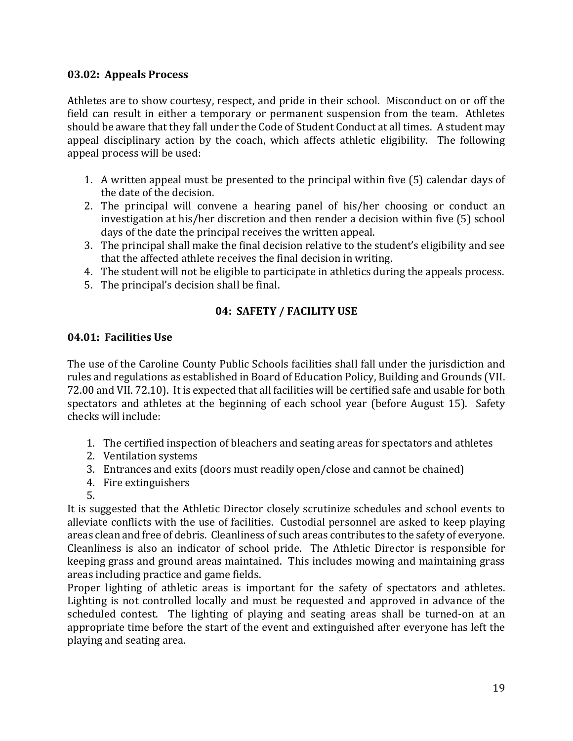### 03.02: Appeals Process

Athletes are to show courtesy, respect, and pride in their school. Misconduct on or off the field can result in either a temporary or permanent suspension from the team. Athletes should be aware that they fall under the Code of Student Conduct at all times. A student may appeal disciplinary action by the coach, which affects athletic eligibility. The following appeal process will be used:

1. A written appeal must be presented to the principal within five (5) calendar days of the date of the decision.
2. The principal will convene a hearing panel of his/her choosing or conduct an investigation at his/her discretion and then render a decision within five (5) school days of the date the principal receives the written appeal.
3. The principal shall make the final decision relative to the student's eligibility and see that the affected athlete receives the final decision in writing.
4. The student will not be eligible to participate in athletics during the appeals process.
5. The principal's decision shall be final.

## 04: SAFETY / FACILITY USE

### 04.01: Facilities Use

The use of the Caroline County Public Schools facilities shall fall under the jurisdiction and rules and regulations as established in Board of Education Policy, Building and Grounds (VII. 72.00 and VII. 72.10). It is expected that all facilities will be certified safe and usable for both spectators and athletes at the beginning of each school year (before August 15). Safety checks will include:

1. The certified inspection of bleachers and seating areas for spectators and athletes
2. Ventilation systems
3. Entrances and exits (doors must readily open/close and cannot be chained)
4. Fire extinguishers
5.

It is suggested that the Athletic Director closely scrutinize schedules and school events to alleviate conflicts with the use of facilities. Custodial personnel are asked to keep playing areas clean and free of debris. Cleanliness of such areas contributes to the safety of everyone. Cleanliness is also an indicator of school pride. The Athletic Director is responsible for keeping grass and ground areas maintained. This includes mowing and maintaining grass areas including practice and game fields.

Proper lighting of athletic areas is important for the safety of spectators and athletes. Lighting is not controlled locally and must be requested and approved in advance of the scheduled contest. The lighting of playing and seating areas shall be turned-on at an appropriate time before the start of the event and extinguished after everyone has left the playing and seating area.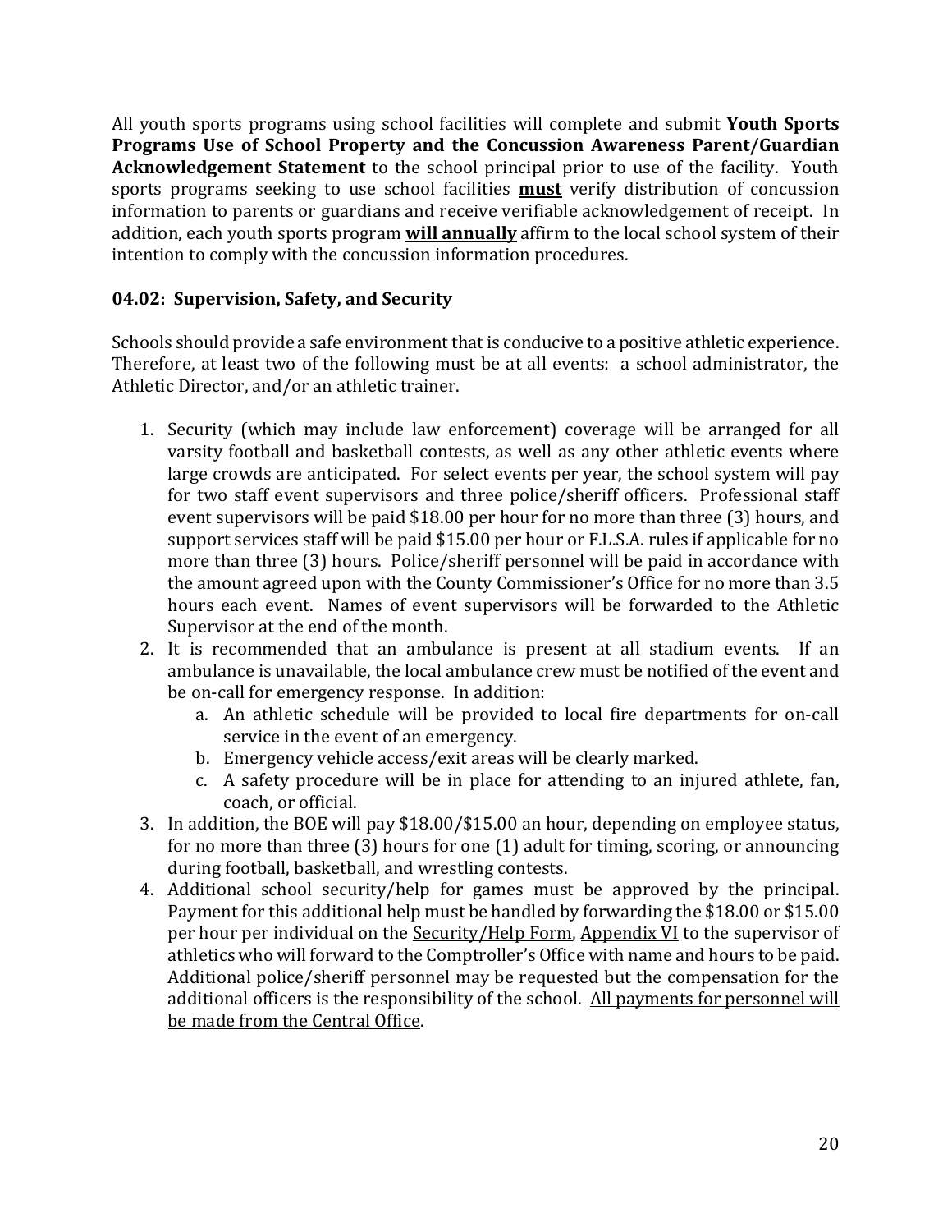All youth sports programs using school facilities will complete and submit **Youth Sports Programs Use of School Property and the Concussion Awareness Parent/Guardian Acknowledgement Statement** to the school principal prior to use of the facility. Youth sports programs seeking to use school facilities **<u>must</u>** verify distribution of concussion information to parents or guardians and receive verifiable acknowledgement of receipt. In addition, each youth sports program **<u>will annually</u>** affirm to the local school system of their intention to comply with the concussion information procedures.

### 04.02: Supervision, Safety, and Security

Schools should provide a safe environment that is conducive to a positive athletic experience. Therefore, at least two of the following must be at all events: a school administrator, the Athletic Director, and/or an athletic trainer.

1. Security (which may include law enforcement) coverage will be arranged for all varsity football and basketball contests, as well as any other athletic events where large crowds are anticipated. For select events per year, the school system will pay for two staff event supervisors and three police/sheriff officers. Professional staff event supervisors will be paid $18.00 per hour for no more than three (3) hours, and support services staff will be paid $15.00 per hour or F.L.S.A. rules if applicable for no more than three (3) hours. Police/sheriff personnel will be paid in accordance with the amount agreed upon with the County Commissioner's Office for no more than 3.5 hours each event. Names of event supervisors will be forwarded to the Athletic Supervisor at the end of the month.
2. It is recommended that an ambulance is present at all stadium events. If an ambulance is unavailable, the local ambulance crew must be notified of the event and be on-call for emergency response. In addition:
   a. An athletic schedule will be provided to local fire departments for on-call service in the event of an emergency.
   b. Emergency vehicle access/exit areas will be clearly marked.
   c. A safety procedure will be in place for attending to an injured athlete, fan, coach, or official.
3. In addition, the BOE will pay $18.00/$15.00 an hour, depending on employee status, for no more than three (3) hours for one (1) adult for timing, scoring, or announcing during football, basketball, and wrestling contests.
4. Additional school security/help for games must be approved by the principal. Payment for this additional help must be handled by forwarding the $18.00 or $15.00 per hour per individual on the <u>Security/Help Form</u>, <u>Appendix VI</u> to the supervisor of athletics who will forward to the Comptroller's Office with name and hours to be paid. Additional police/sheriff personnel may be requested but the compensation for the additional officers is the responsibility of the school. <u>All payments for personnel will be made from the Central Office</u>.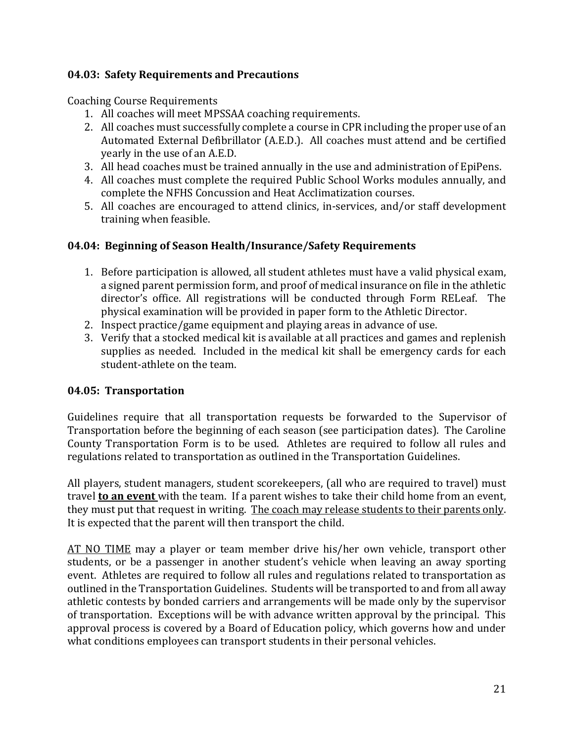### 04.03: Safety Requirements and Precautions

Coaching Course Requirements

1. All coaches will meet MPSSAA coaching requirements.
2. All coaches must successfully complete a course in CPR including the proper use of an Automated External Defibrillator (A.E.D.). All coaches must attend and be certified yearly in the use of an A.E.D.
3. All head coaches must be trained annually in the use and administration of EpiPens.
4. All coaches must complete the required Public School Works modules annually, and complete the NFHS Concussion and Heat Acclimatization courses.
5. All coaches are encouraged to attend clinics, in-services, and/or staff development training when feasible.

### 04.04: Beginning of Season Health/Insurance/Safety Requirements

1. Before participation is allowed, all student athletes must have a valid physical exam, a signed parent permission form, and proof of medical insurance on file in the athletic director's office. All registrations will be conducted through Form RELeaf. The physical examination will be provided in paper form to the Athletic Director.
2. Inspect practice/game equipment and playing areas in advance of use.
3. Verify that a stocked medical kit is available at all practices and games and replenish supplies as needed. Included in the medical kit shall be emergency cards for each student-athlete on the team.

### 04.05: Transportation

Guidelines require that all transportation requests be forwarded to the Supervisor of Transportation before the beginning of each season (see participation dates). The Caroline County Transportation Form is to be used. Athletes are required to follow all rules and regulations related to transportation as outlined in the Transportation Guidelines.

All players, student managers, student scorekeepers, (all who are required to travel) must travel **<u>to an event</u>** with the team. If a parent wishes to take their child home from an event, they must put that request in writing. <u>The coach may release students to their parents only</u>. It is expected that the parent will then transport the child.

<u>AT NO TIME</u> may a player or team member drive his/her own vehicle, transport other students, or be a passenger in another student's vehicle when leaving an away sporting event. Athletes are required to follow all rules and regulations related to transportation as outlined in the Transportation Guidelines. Students will be transported to and from all away athletic contests by bonded carriers and arrangements will be made only by the supervisor of transportation. Exceptions will be with advance written approval by the principal. This approval process is covered by a Board of Education policy, which governs how and under what conditions employees can transport students in their personal vehicles.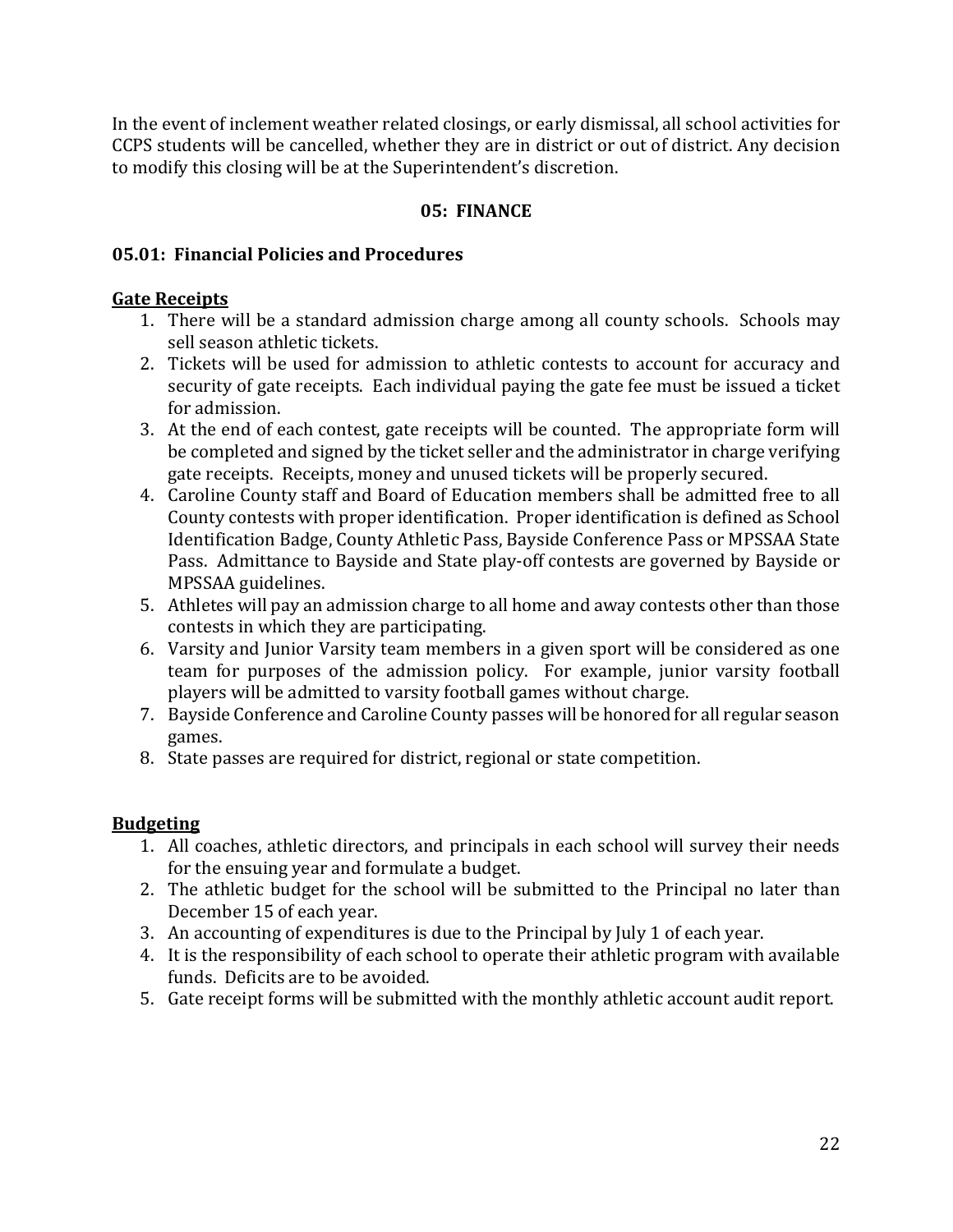In the event of inclement weather related closings, or early dismissal, all school activities for CCPS students will be cancelled, whether they are in district or out of district. Any decision to modify this closing will be at the Superintendent's discretion.

## 05: FINANCE

### 05.01: Financial Policies and Procedures

**Gate Receipts**

1. There will be a standard admission charge among all county schools. Schools may sell season athletic tickets.
2. Tickets will be used for admission to athletic contests to account for accuracy and security of gate receipts. Each individual paying the gate fee must be issued a ticket for admission.
3. At the end of each contest, gate receipts will be counted. The appropriate form will be completed and signed by the ticket seller and the administrator in charge verifying gate receipts. Receipts, money and unused tickets will be properly secured.
4. Caroline County staff and Board of Education members shall be admitted free to all County contests with proper identification. Proper identification is defined as School Identification Badge, County Athletic Pass, Bayside Conference Pass or MPSSAA State Pass. Admittance to Bayside and State play-off contests are governed by Bayside or MPSSAA guidelines.
5. Athletes will pay an admission charge to all home and away contests other than those contests in which they are participating.
6. Varsity and Junior Varsity team members in a given sport will be considered as one team for purposes of the admission policy. For example, junior varsity football players will be admitted to varsity football games without charge.
7. Bayside Conference and Caroline County passes will be honored for all regular season games.
8. State passes are required for district, regional or state competition.

**Budgeting**

1. All coaches, athletic directors, and principals in each school will survey their needs for the ensuing year and formulate a budget.
2. The athletic budget for the school will be submitted to the Principal no later than December 15 of each year.
3. An accounting of expenditures is due to the Principal by July 1 of each year.
4. It is the responsibility of each school to operate their athletic program with available funds. Deficits are to be avoided.
5. Gate receipt forms will be submitted with the monthly athletic account audit report.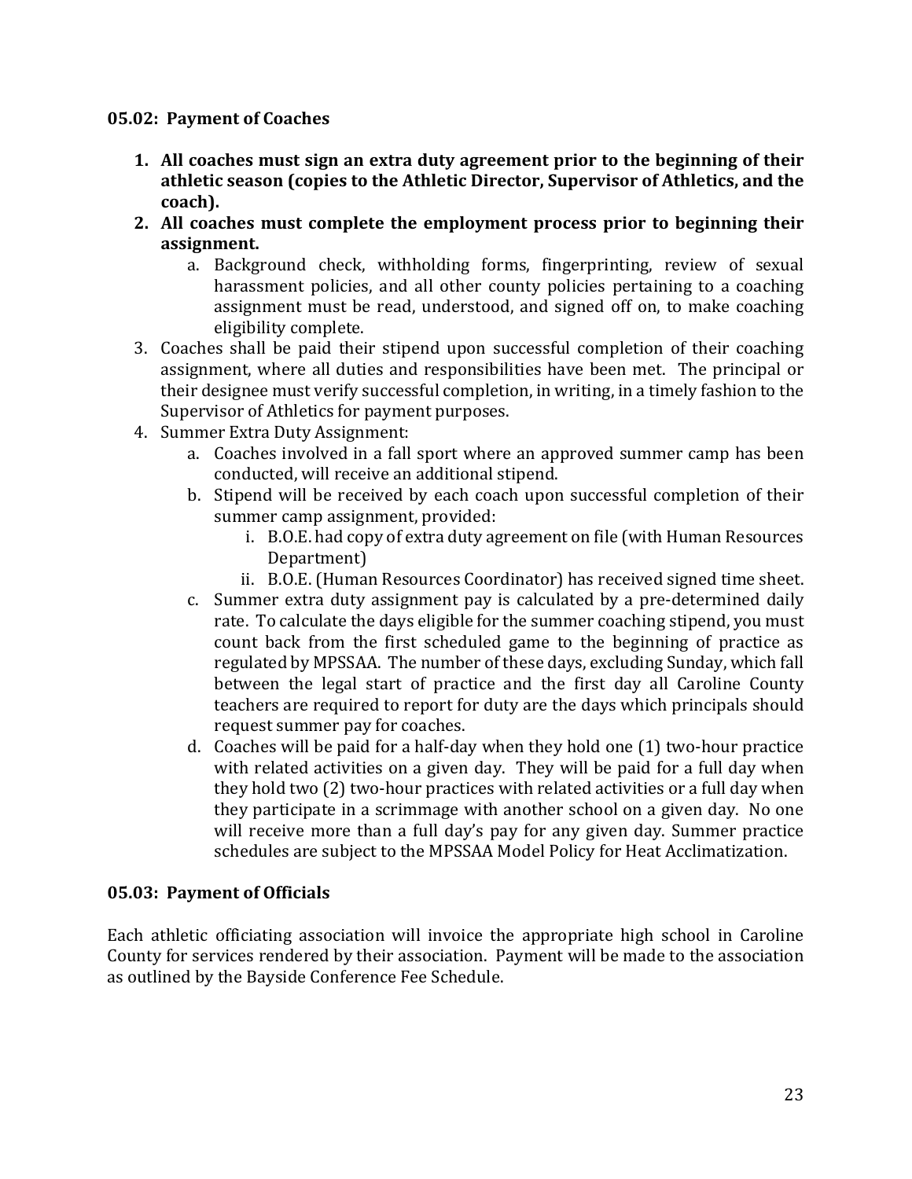### 05.02: Payment of Coaches

1. **All coaches must sign an extra duty agreement prior to the beginning of their athletic season (copies to the Athletic Director, Supervisor of Athletics, and the coach).**
2. **All coaches must complete the employment process prior to beginning their assignment.**
    a. Background check, withholding forms, fingerprinting, review of sexual harassment policies, and all other county policies pertaining to a coaching assignment must be read, understood, and signed off on, to make coaching eligibility complete.
3. Coaches shall be paid their stipend upon successful completion of their coaching assignment, where all duties and responsibilities have been met. The principal or their designee must verify successful completion, in writing, in a timely fashion to the Supervisor of Athletics for payment purposes.
4. Summer Extra Duty Assignment:
    a. Coaches involved in a fall sport where an approved summer camp has been conducted, will receive an additional stipend.
    b. Stipend will be received by each coach upon successful completion of their summer camp assignment, provided:
        i. B.O.E. had copy of extra duty agreement on file (with Human Resources Department)
        ii. B.O.E. (Human Resources Coordinator) has received signed time sheet.
    c. Summer extra duty assignment pay is calculated by a pre-determined daily rate. To calculate the days eligible for the summer coaching stipend, you must count back from the first scheduled game to the beginning of practice as regulated by MPSSAA. The number of these days, excluding Sunday, which fall between the legal start of practice and the first day all Caroline County teachers are required to report for duty are the days which principals should request summer pay for coaches.
    d. Coaches will be paid for a half-day when they hold one (1) two-hour practice with related activities on a given day. They will be paid for a full day when they hold two (2) two-hour practices with related activities or a full day when they participate in a scrimmage with another school on a given day. No one will receive more than a full day's pay for any given day. Summer practice schedules are subject to the MPSSAA Model Policy for Heat Acclimatization.

### 05.03: Payment of Officials

Each athletic officiating association will invoice the appropriate high school in Caroline County for services rendered by their association. Payment will be made to the association as outlined by the Bayside Conference Fee Schedule.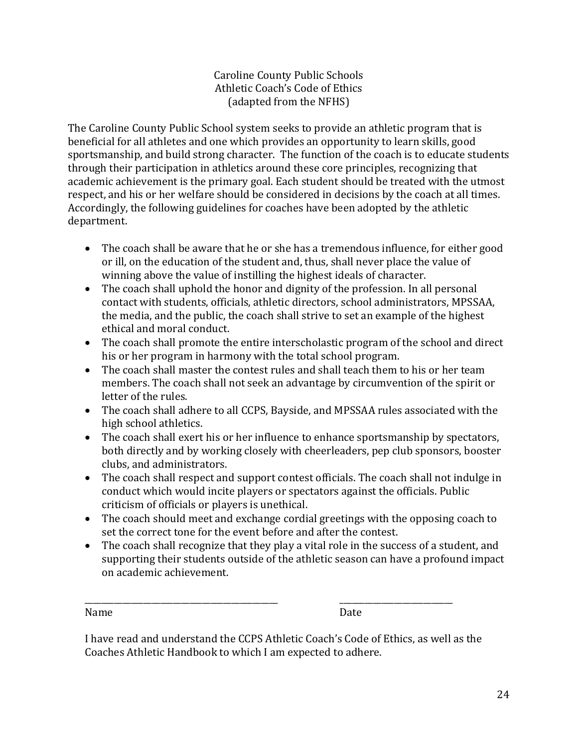# Caroline County Public Schools
## Athletic Coach's Code of Ethics
(adapted from the NFHS)

The Caroline County Public School system seeks to provide an athletic program that is beneficial for all athletes and one which provides an opportunity to learn skills, good sportsmanship, and build strong character. The function of the coach is to educate students through their participation in athletics around these core principles, recognizing that academic achievement is the primary goal. Each student should be treated with the utmost respect, and his or her welfare should be considered in decisions by the coach at all times. Accordingly, the following guidelines for coaches have been adopted by the athletic department.

- The coach shall be aware that he or she has a tremendous influence, for either good or ill, on the education of the student and, thus, shall never place the value of winning above the value of instilling the highest ideals of character.
- The coach shall uphold the honor and dignity of the profession. In all personal contact with students, officials, athletic directors, school administrators, MPSSAA, the media, and the public, the coach shall strive to set an example of the highest ethical and moral conduct.
- The coach shall promote the entire interscholastic program of the school and direct his or her program in harmony with the total school program.
- The coach shall master the contest rules and shall teach them to his or her team members. The coach shall not seek an advantage by circumvention of the spirit or letter of the rules.
- The coach shall adhere to all CCPS, Bayside, and MPSSAA rules associated with the high school athletics.
- The coach shall exert his or her influence to enhance sportsmanship by spectators, both directly and by working closely with cheerleaders, pep club sponsors, booster clubs, and administrators.
- The coach shall respect and support contest officials. The coach shall not indulge in conduct which would incite players or spectators against the officials. Public criticism of officials or players is unethical.
- The coach should meet and exchange cordial greetings with the opposing coach to set the correct tone for the event before and after the contest.
- The coach shall recognize that they play a vital role in the success of a student, and supporting their students outside of the athletic season can have a profound impact on academic achievement.

\_\_\_\_\_\_\_\_\_\_\_\_\_\_\_\_\_\_\_\_\_\_\_\_\_\_\_\_\_\_\_\_\_\_\_\_\_\_\_\_ &nbsp;&nbsp;&nbsp;&nbsp; \_\_\_\_\_\_\_\_\_\_\_\_\_\_\_\_\_\_\_\_\_\_\_\_

Name &nbsp;&nbsp;&nbsp;&nbsp;&nbsp;&nbsp;&nbsp;&nbsp;&nbsp;&nbsp;&nbsp;&nbsp;&nbsp;&nbsp;&nbsp;&nbsp;&nbsp;&nbsp;&nbsp;&nbsp;&nbsp;&nbsp;&nbsp;&nbsp;&nbsp;&nbsp;&nbsp;&nbsp;&nbsp;&nbsp;&nbsp;&nbsp;&nbsp;&nbsp;&nbsp;&nbsp;&nbsp;&nbsp;&nbsp;&nbsp; Date

I have read and understand the CCPS Athletic Coach's Code of Ethics, as well as the Coaches Athletic Handbook to which I am expected to adhere.